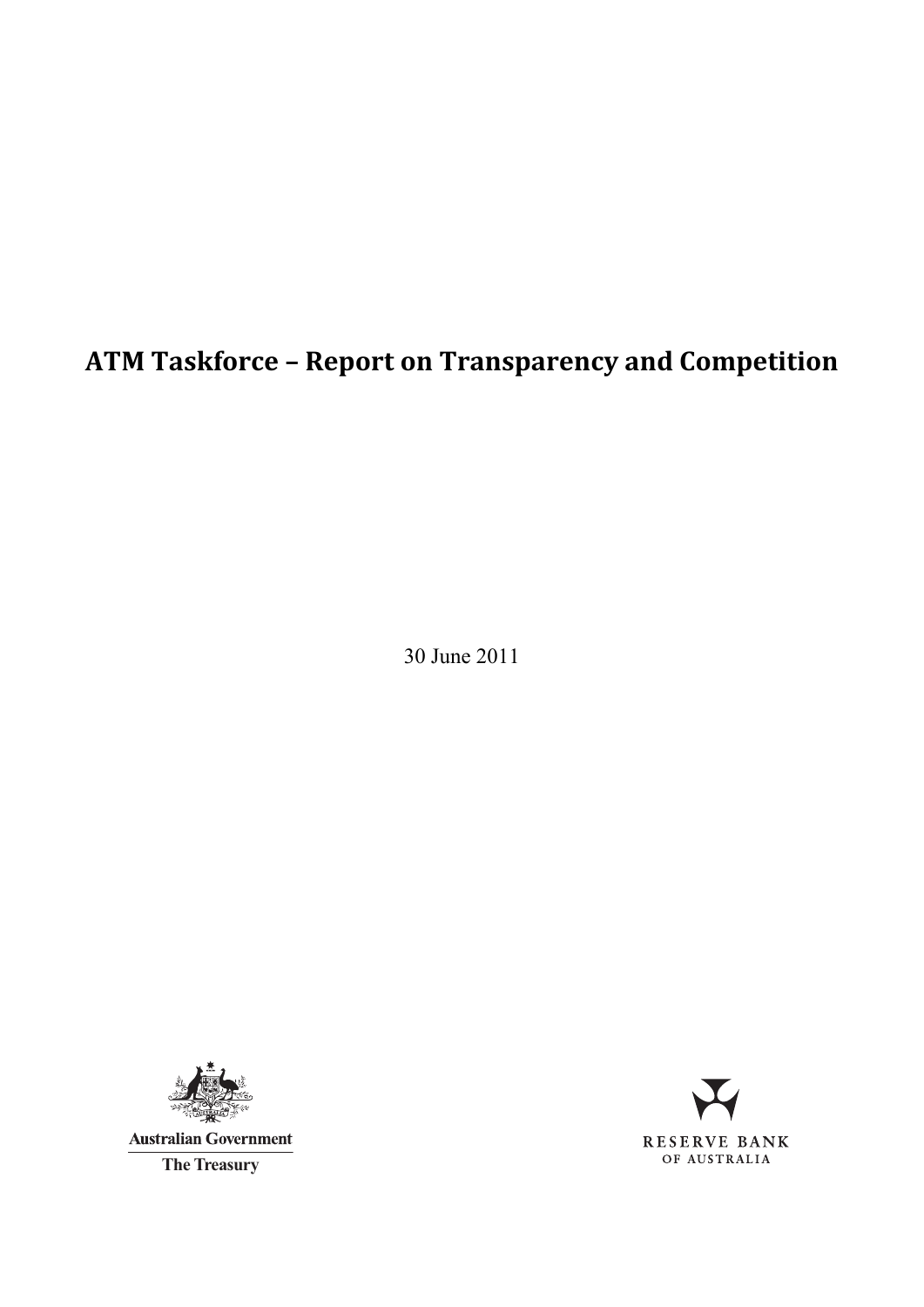# ATM Taskforce – Report on Transparency and Competition

30 June 2011

Australian Government

The Treasury

RESERVE BANK OF AUSTRALIA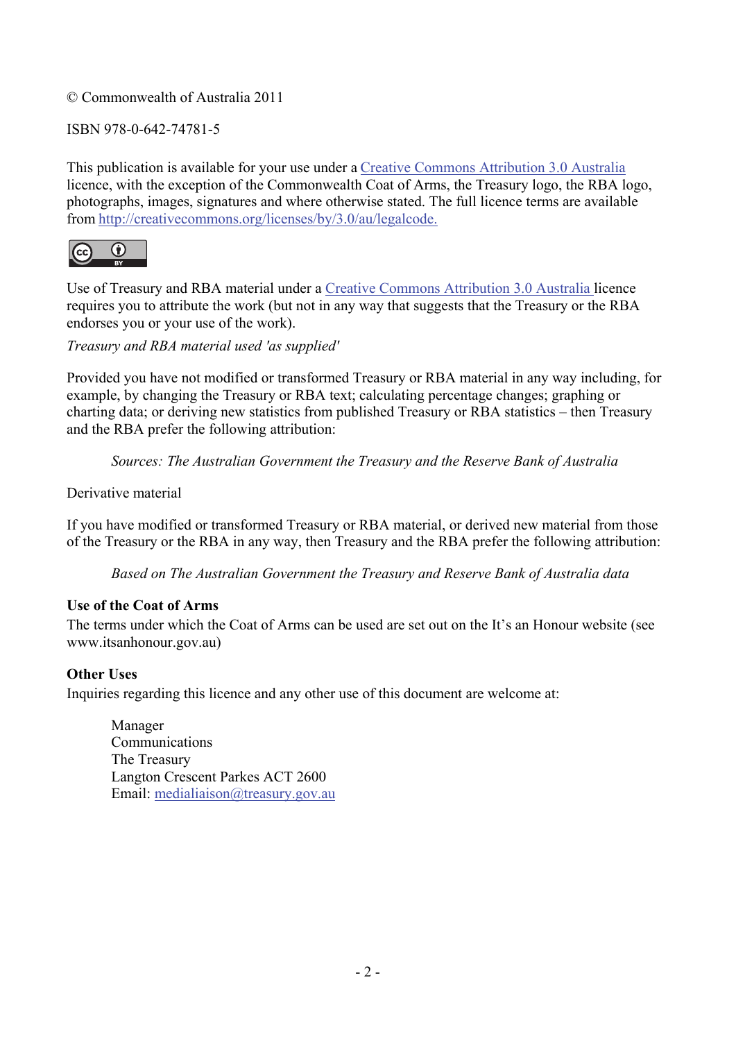© Commonwealth of Australia 2011

ISBN 978-0-642-74781-5

This publication is available for your use under a Creative Commons Attribution 3.0 Australia licence, with the exception of the Commonwealth Coat of Arms, the Treasury logo, the RBA logo, photographs, images, signatures and where otherwise stated. The full licence terms are available from http://creativecommons.org/licenses/by/3.0/au/legalcode.

Use of Treasury and RBA material under a Creative Commons Attribution 3.0 Australia licence requires you to attribute the work (but not in any way that suggests that the Treasury or the RBA endorses you or your use of the work).

*Treasury and RBA material used 'as supplied'*

Provided you have not modified or transformed Treasury or RBA material in any way including, for example, by changing the Treasury or RBA text; calculating percentage changes; graphing or charting data; or deriving new statistics from published Treasury or RBA statistics – then Treasury and the RBA prefer the following attribution:

> *Sources: The Australian Government the Treasury and the Reserve Bank of Australia*

Derivative material

If you have modified or transformed Treasury or RBA material, or derived new material from those of the Treasury or the RBA in any way, then Treasury and the RBA prefer the following attribution:

> *Based on The Australian Government the Treasury and Reserve Bank of Australia data*

**Use of the Coat of Arms**

The terms under which the Coat of Arms can be used are set out on the It's an Honour website (see www.itsanhonour.gov.au)

**Other Uses**

Inquiries regarding this licence and any other use of this document are welcome at:

> Manager
> Communications
> The Treasury
> Langton Crescent Parkes ACT 2600
> Email: medialiaison@treasury.gov.au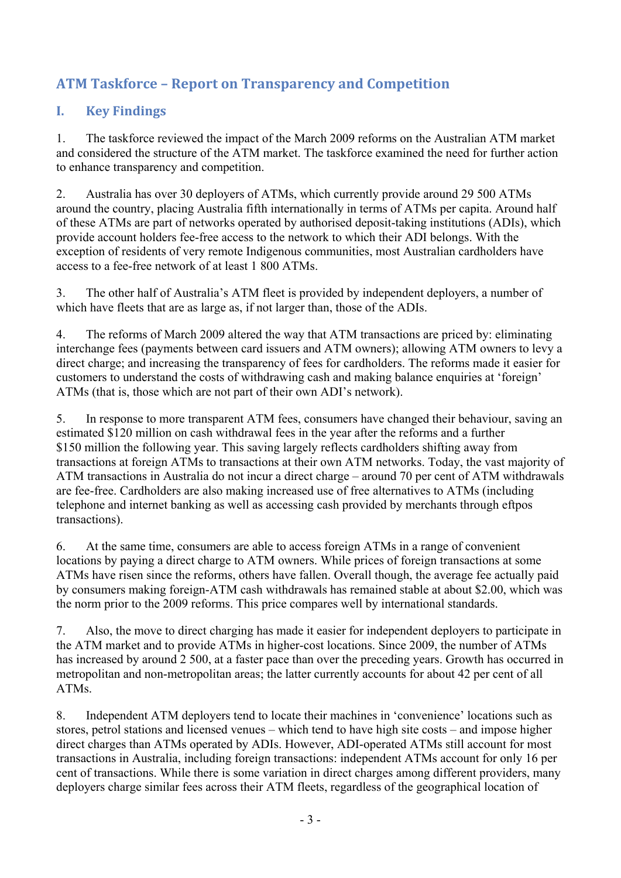# ATM Taskforce – Report on Transparency and Competition

## I. Key Findings

1. The taskforce reviewed the impact of the March 2009 reforms on the Australian ATM market and considered the structure of the ATM market. The taskforce examined the need for further action to enhance transparency and competition.

2. Australia has over 30 deployers of ATMs, which currently provide around 29 500 ATMs around the country, placing Australia fifth internationally in terms of ATMs per capita. Around half of these ATMs are part of networks operated by authorised deposit-taking institutions (ADIs), which provide account holders fee-free access to the network to which their ADI belongs. With the exception of residents of very remote Indigenous communities, most Australian cardholders have access to a fee-free network of at least 1 800 ATMs.

3. The other half of Australia's ATM fleet is provided by independent deployers, a number of which have fleets that are as large as, if not larger than, those of the ADIs.

4. The reforms of March 2009 altered the way that ATM transactions are priced by: eliminating interchange fees (payments between card issuers and ATM owners); allowing ATM owners to levy a direct charge; and increasing the transparency of fees for cardholders. The reforms made it easier for customers to understand the costs of withdrawing cash and making balance enquiries at 'foreign' ATMs (that is, those which are not part of their own ADI's network).

5. In response to more transparent ATM fees, consumers have changed their behaviour, saving an estimated $120 million on cash withdrawal fees in the year after the reforms and a further $150 million the following year. This saving largely reflects cardholders shifting away from transactions at foreign ATMs to transactions at their own ATM networks. Today, the vast majority of ATM transactions in Australia do not incur a direct charge – around 70 per cent of ATM withdrawals are fee-free. Cardholders are also making increased use of free alternatives to ATMs (including telephone and internet banking as well as accessing cash provided by merchants through eftpos transactions).

6. At the same time, consumers are able to access foreign ATMs in a range of convenient locations by paying a direct charge to ATM owners. While prices of foreign transactions at some ATMs have risen since the reforms, others have fallen. Overall though, the average fee actually paid by consumers making foreign-ATM cash withdrawals has remained stable at about $2.00, which was the norm prior to the 2009 reforms. This price compares well by international standards.

7. Also, the move to direct charging has made it easier for independent deployers to participate in the ATM market and to provide ATMs in higher-cost locations. Since 2009, the number of ATMs has increased by around 2 500, at a faster pace than over the preceding years. Growth has occurred in metropolitan and non-metropolitan areas; the latter currently accounts for about 42 per cent of all ATMs.

8. Independent ATM deployers tend to locate their machines in 'convenience' locations such as stores, petrol stations and licensed venues – which tend to have high site costs – and impose higher direct charges than ATMs operated by ADIs. However, ADI-operated ATMs still account for most transactions in Australia, including foreign transactions: independent ATMs account for only 16 per cent of transactions. While there is some variation in direct charges among different providers, many deployers charge similar fees across their ATM fleets, regardless of the geographical location of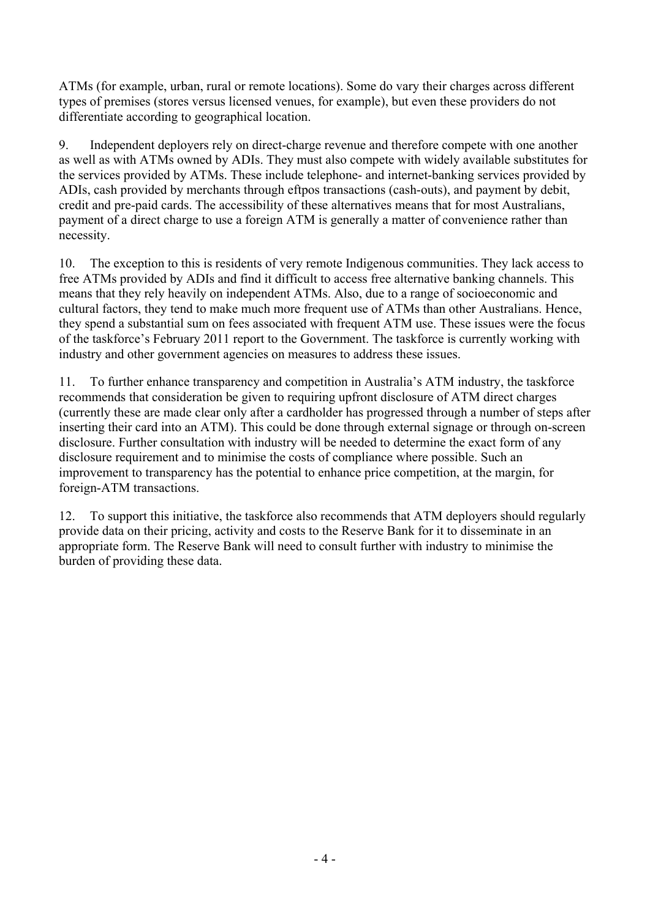ATMs (for example, urban, rural or remote locations). Some do vary their charges across different types of premises (stores versus licensed venues, for example), but even these providers do not differentiate according to geographical location.

9. Independent deployers rely on direct-charge revenue and therefore compete with one another as well as with ATMs owned by ADIs. They must also compete with widely available substitutes for the services provided by ATMs. These include telephone- and internet-banking services provided by ADIs, cash provided by merchants through eftpos transactions (cash-outs), and payment by debit, credit and pre-paid cards. The accessibility of these alternatives means that for most Australians, payment of a direct charge to use a foreign ATM is generally a matter of convenience rather than necessity.

10. The exception to this is residents of very remote Indigenous communities. They lack access to free ATMs provided by ADIs and find it difficult to access free alternative banking channels. This means that they rely heavily on independent ATMs. Also, due to a range of socioeconomic and cultural factors, they tend to make much more frequent use of ATMs than other Australians. Hence, they spend a substantial sum on fees associated with frequent ATM use. These issues were the focus of the taskforce's February 2011 report to the Government. The taskforce is currently working with industry and other government agencies on measures to address these issues.

11. To further enhance transparency and competition in Australia's ATM industry, the taskforce recommends that consideration be given to requiring upfront disclosure of ATM direct charges (currently these are made clear only after a cardholder has progressed through a number of steps after inserting their card into an ATM). This could be done through external signage or through on-screen disclosure. Further consultation with industry will be needed to determine the exact form of any disclosure requirement and to minimise the costs of compliance where possible. Such an improvement to transparency has the potential to enhance price competition, at the margin, for foreign-ATM transactions.

12. To support this initiative, the taskforce also recommends that ATM deployers should regularly provide data on their pricing, activity and costs to the Reserve Bank for it to disseminate in an appropriate form. The Reserve Bank will need to consult further with industry to minimise the burden of providing these data.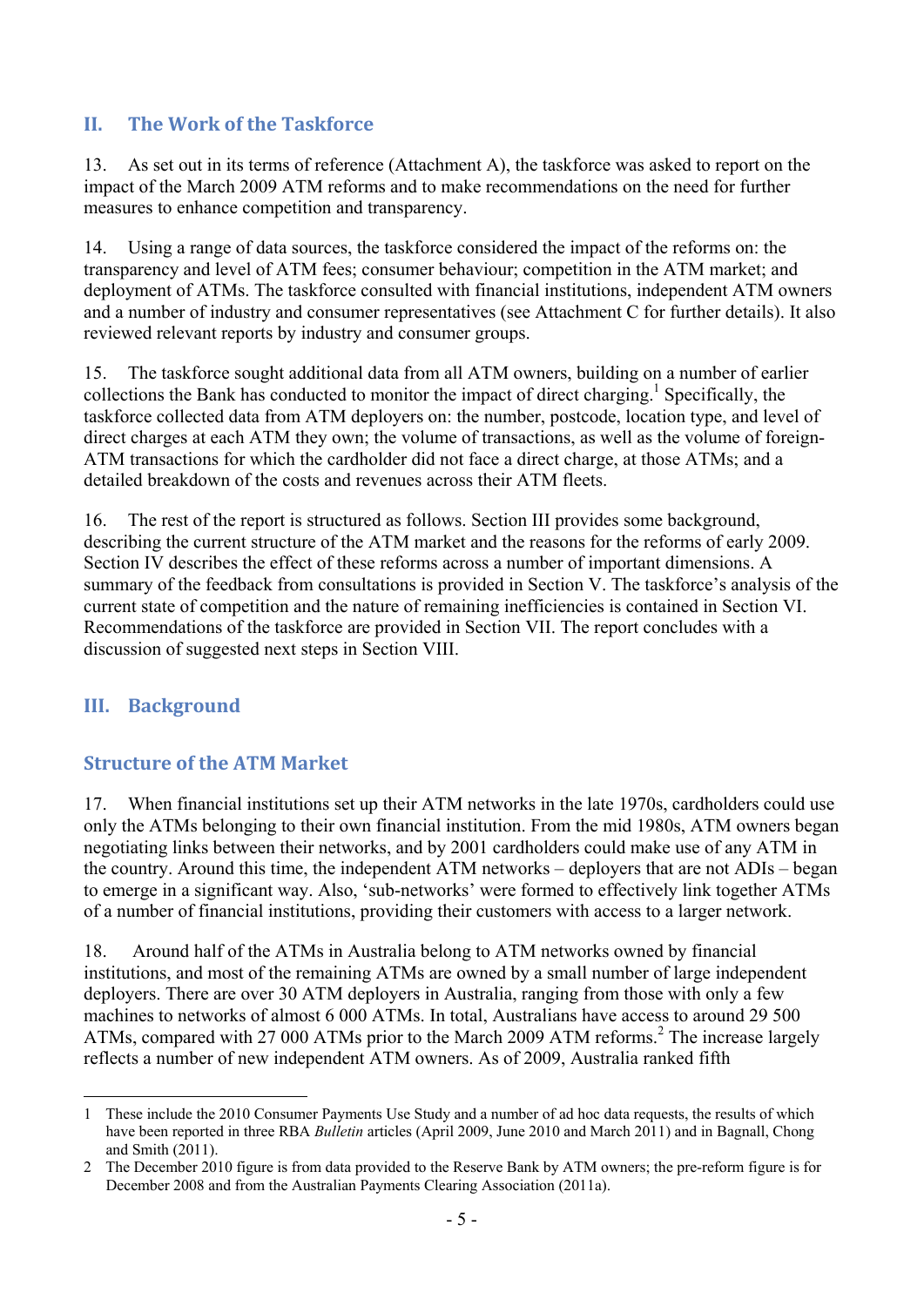## II. The Work of the Taskforce

13. As set out in its terms of reference (Attachment A), the taskforce was asked to report on the impact of the March 2009 ATM reforms and to make recommendations on the need for further measures to enhance competition and transparency.

14. Using a range of data sources, the taskforce considered the impact of the reforms on: the transparency and level of ATM fees; consumer behaviour; competition in the ATM market; and deployment of ATMs. The taskforce consulted with financial institutions, independent ATM owners and a number of industry and consumer representatives (see Attachment C for further details). It also reviewed relevant reports by industry and consumer groups.

15. The taskforce sought additional data from all ATM owners, building on a number of earlier collections the Bank has conducted to monitor the impact of direct charging.[1] Specifically, the taskforce collected data from ATM deployers on: the number, postcode, location type, and level of direct charges at each ATM they own; the volume of transactions, as well as the volume of foreign-ATM transactions for which the cardholder did not face a direct charge, at those ATMs; and a detailed breakdown of the costs and revenues across their ATM fleets.

16. The rest of the report is structured as follows. Section III provides some background, describing the current structure of the ATM market and the reasons for the reforms of early 2009. Section IV describes the effect of these reforms across a number of important dimensions. A summary of the feedback from consultations is provided in Section V. The taskforce's analysis of the current state of competition and the nature of remaining inefficiencies is contained in Section VI. Recommendations of the taskforce are provided in Section VII. The report concludes with a discussion of suggested next steps in Section VIII.

## III. Background

### Structure of the ATM Market

17. When financial institutions set up their ATM networks in the late 1970s, cardholders could use only the ATMs belonging to their own financial institution. From the mid 1980s, ATM owners began negotiating links between their networks, and by 2001 cardholders could make use of any ATM in the country. Around this time, the independent ATM networks – deployers that are not ADIs – began to emerge in a significant way. Also, 'sub-networks' were formed to effectively link together ATMs of a number of financial institutions, providing their customers with access to a larger network.

18. Around half of the ATMs in Australia belong to ATM networks owned by financial institutions, and most of the remaining ATMs are owned by a small number of large independent deployers. There are over 30 ATM deployers in Australia, ranging from those with only a few machines to networks of almost 6 000 ATMs. In total, Australians have access to around 29 500 ATMs, compared with 27 000 ATMs prior to the March 2009 ATM reforms.[2] The increase largely reflects a number of new independent ATM owners. As of 2009, Australia ranked fifth

---

1 These include the 2010 Consumer Payments Use Study and a number of ad hoc data requests, the results of which have been reported in three RBA *Bulletin* articles (April 2009, June 2010 and March 2011) and in Bagnall, Chong and Smith (2011).

2 The December 2010 figure is from data provided to the Reserve Bank by ATM owners; the pre-reform figure is for December 2008 and from the Australian Payments Clearing Association (2011a).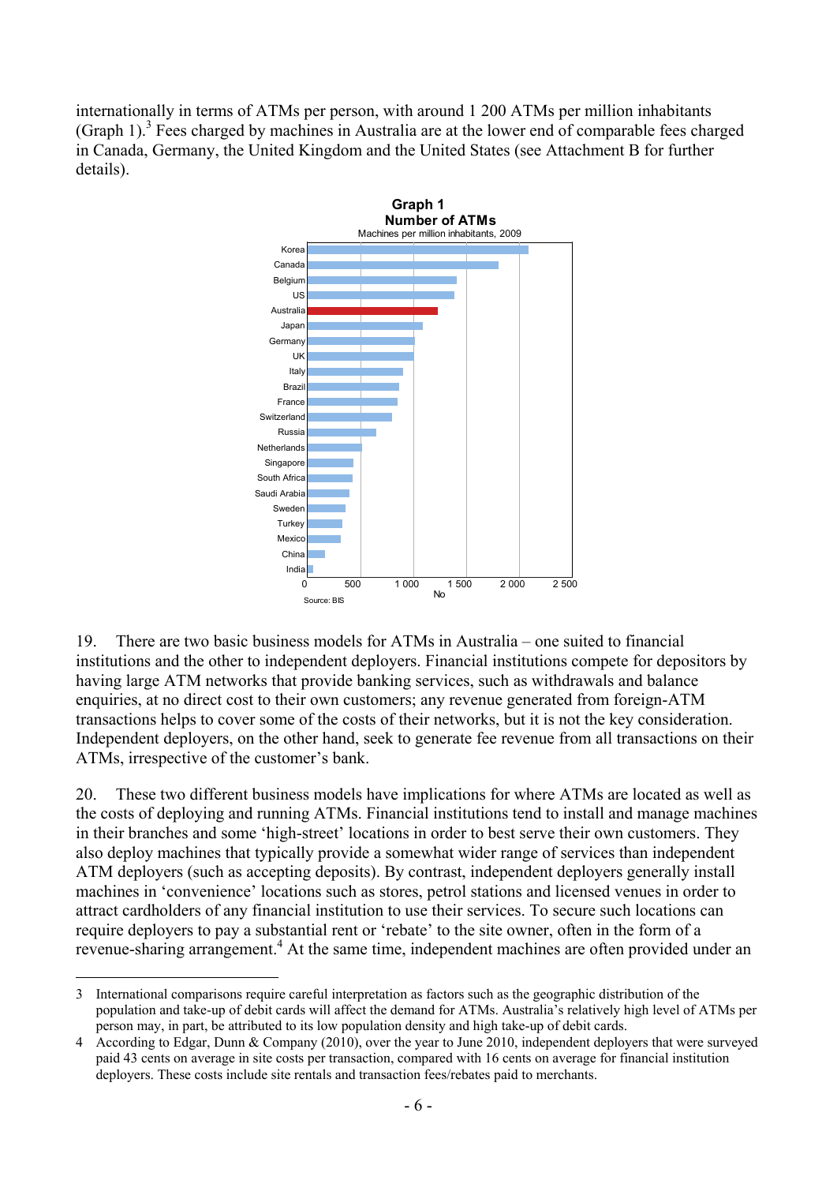internationally in terms of ATMs per person, with around 1 200 ATMs per million inhabitants (Graph 1).[3] Fees charged by machines in Australia are at the lower end of comparable fees charged in Canada, Germany, the United Kingdom and the United States (see Attachment B for further details).

**Graph 1**
**Number of ATMs**
Machines per million inhabitants, 2009

Source: BIS

19. There are two basic business models for ATMs in Australia – one suited to financial institutions and the other to independent deployers. Financial institutions compete for depositors by having large ATM networks that provide banking services, such as withdrawals and balance enquiries, at no direct cost to their own customers; any revenue generated from foreign-ATM transactions helps to cover some of the costs of their networks, but it is not the key consideration. Independent deployers, on the other hand, seek to generate fee revenue from all transactions on their ATMs, irrespective of the customer's bank.

20. These two different business models have implications for where ATMs are located as well as the costs of deploying and running ATMs. Financial institutions tend to install and manage machines in their branches and some 'high-street' locations in order to best serve their own customers. They also deploy machines that typically provide a somewhat wider range of services than independent ATM deployers (such as accepting deposits). By contrast, independent deployers generally install machines in 'convenience' locations such as stores, petrol stations and licensed venues in order to attract cardholders of any financial institution to use their services. To secure such locations can require deployers to pay a substantial rent or 'rebate' to the site owner, often in the form of a revenue-sharing arrangement.[4] At the same time, independent machines are often provided under an

---

3 International comparisons require careful interpretation as factors such as the geographic distribution of the population and take-up of debit cards will affect the demand for ATMs. Australia's relatively high level of ATMs per person may, in part, be attributed to its low population density and high take-up of debit cards.

4 According to Edgar, Dunn & Company (2010), over the year to June 2010, independent deployers that were surveyed paid 43 cents on average in site costs per transaction, compared with 16 cents on average for financial institution deployers. These costs include site rentals and transaction fees/rebates paid to merchants.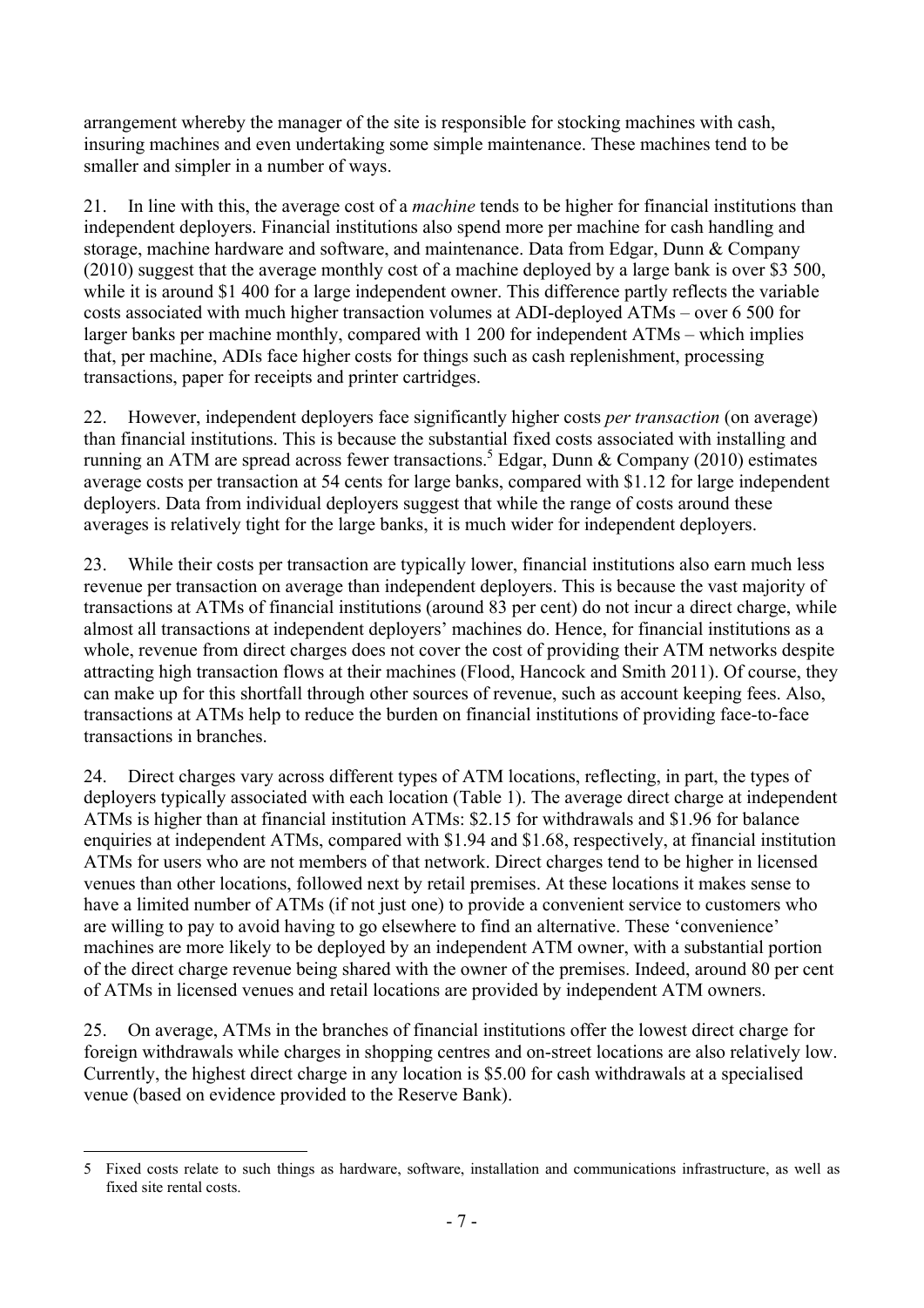arrangement whereby the manager of the site is responsible for stocking machines with cash, insuring machines and even undertaking some simple maintenance. These machines tend to be smaller and simpler in a number of ways.

21. In line with this, the average cost of a *machine* tends to be higher for financial institutions than independent deployers. Financial institutions also spend more per machine for cash handling and storage, machine hardware and software, and maintenance. Data from Edgar, Dunn & Company (2010) suggest that the average monthly cost of a machine deployed by a large bank is over $3 500, while it is around $1 400 for a large independent owner. This difference partly reflects the variable costs associated with much higher transaction volumes at ADI-deployed ATMs – over 6 500 for larger banks per machine monthly, compared with 1 200 for independent ATMs – which implies that, per machine, ADIs face higher costs for things such as cash replenishment, processing transactions, paper for receipts and printer cartridges.

22. However, independent deployers face significantly higher costs *per transaction* (on average) than financial institutions. This is because the substantial fixed costs associated with installing and running an ATM are spread across fewer transactions.[5] Edgar, Dunn & Company (2010) estimates average costs per transaction at 54 cents for large banks, compared with $1.12 for large independent deployers. Data from individual deployers suggest that while the range of costs around these averages is relatively tight for the large banks, it is much wider for independent deployers.

23. While their costs per transaction are typically lower, financial institutions also earn much less revenue per transaction on average than independent deployers. This is because the vast majority of transactions at ATMs of financial institutions (around 83 per cent) do not incur a direct charge, while almost all transactions at independent deployers' machines do. Hence, for financial institutions as a whole, revenue from direct charges does not cover the cost of providing their ATM networks despite attracting high transaction flows at their machines (Flood, Hancock and Smith 2011). Of course, they can make up for this shortfall through other sources of revenue, such as account keeping fees. Also, transactions at ATMs help to reduce the burden on financial institutions of providing face-to-face transactions in branches.

24. Direct charges vary across different types of ATM locations, reflecting, in part, the types of deployers typically associated with each location (Table 1). The average direct charge at independent ATMs is higher than at financial institution ATMs: $2.15 for withdrawals and $1.96 for balance enquiries at independent ATMs, compared with $1.94 and $1.68, respectively, at financial institution ATMs for users who are not members of that network. Direct charges tend to be higher in licensed venues than other locations, followed next by retail premises. At these locations it makes sense to have a limited number of ATMs (if not just one) to provide a convenient service to customers who are willing to pay to avoid having to go elsewhere to find an alternative. These 'convenience' machines are more likely to be deployed by an independent ATM owner, with a substantial portion of the direct charge revenue being shared with the owner of the premises. Indeed, around 80 per cent of ATMs in licensed venues and retail locations are provided by independent ATM owners.

25. On average, ATMs in the branches of financial institutions offer the lowest direct charge for foreign withdrawals while charges in shopping centres and on-street locations are also relatively low. Currently, the highest direct charge in any location is $5.00 for cash withdrawals at a specialised venue (based on evidence provided to the Reserve Bank).

---

5 Fixed costs relate to such things as hardware, software, installation and communications infrastructure, as well as fixed site rental costs.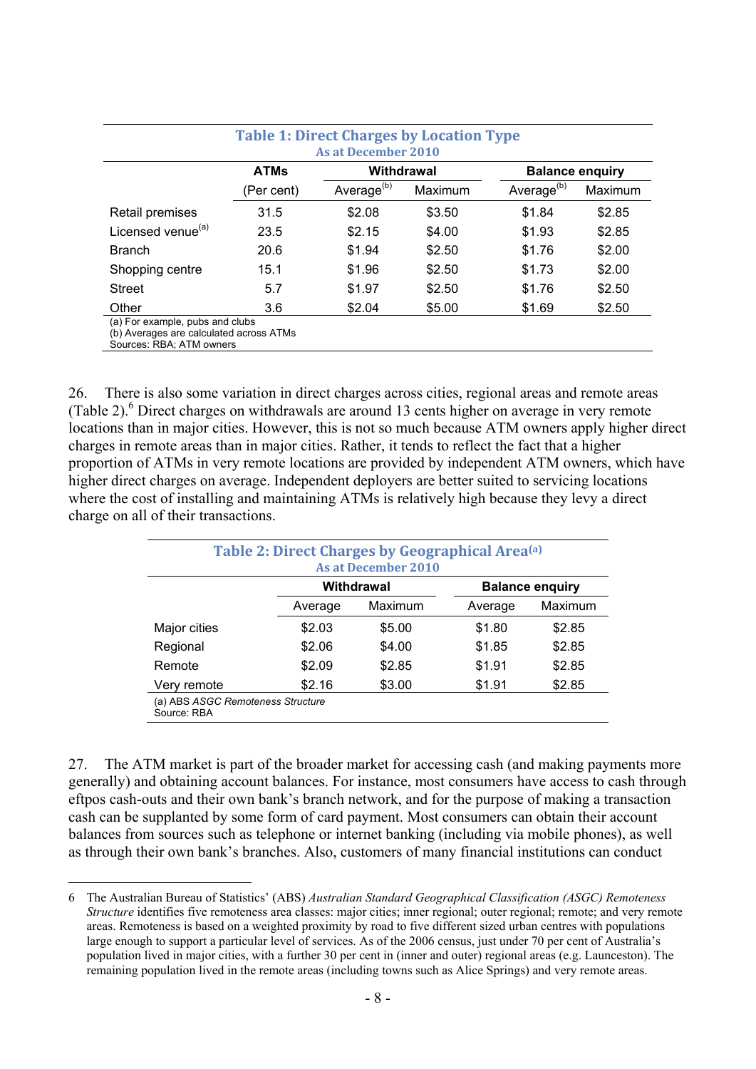**Table 1: Direct Charges by Location Type**
As at December 2010

| | ATMs | Withdrawal | | Balance enquiry | |
|---|---|---|---|---|---|
| | (Per cent) | Average[(b)] | Maximum | Average[(b)] | Maximum |
| Retail premises | 31.5 | $2.08 | $3.50 | $1.84 | $2.85 |
| Licensed venue[(a)] | 23.5 | $2.15 | $4.00 | $1.93 | $2.85 |
| Branch | 20.6 | $1.94 | $2.50 | $1.76 | $2.00 |
| Shopping centre | 15.1 | $1.96 | $2.50 | $1.73 | $2.00 |
| Street | 5.7 | $1.97 | $2.50 | $1.76 | $2.50 |
| Other | 3.6 | $2.04 | $5.00 | $1.69 | $2.50 |

(a) For example, pubs and clubs
(b) Averages are calculated across ATMs
Sources: RBA; ATM owners

26. There is also some variation in direct charges across cities, regional areas and remote areas (Table 2).[6] Direct charges on withdrawals are around 13 cents higher on average in very remote locations than in major cities. However, this is not so much because ATM owners apply higher direct charges in remote areas than in major cities. Rather, it tends to reflect the fact that a higher proportion of ATMs in very remote locations are provided by independent ATM owners, which have higher direct charges on average. Independent deployers are better suited to servicing locations where the cost of installing and maintaining ATMs is relatively high because they levy a direct charge on all of their transactions.

**Table 2: Direct Charges by Geographical Area[(a)]**
As at December 2010

| | Withdrawal | | Balance enquiry | |
|---|---|---|---|---|
| | Average | Maximum | Average | Maximum |
| Major cities | $2.03 | $5.00 | $1.80 | $2.85 |
| Regional | $2.06 | $4.00 | $1.85 | $2.85 |
| Remote | $2.09 | $2.85 | $1.91 | $2.85 |
| Very remote | $2.16 | $3.00 | $1.91 | $2.85 |

(a) ABS *ASGC Remoteness Structure*
Source: RBA

27. The ATM market is part of the broader market for accessing cash (and making payments more generally) and obtaining account balances. For instance, most consumers have access to cash through eftpos cash-outs and their own bank's branch network, and for the purpose of making a transaction cash can be supplanted by some form of card payment. Most consumers can obtain their account balances from sources such as telephone or internet banking (including via mobile phones), as well as through their own bank's branches. Also, customers of many financial institutions can conduct

---

6 The Australian Bureau of Statistics' (ABS) *Australian Standard Geographical Classification (ASGC) Remoteness Structure* identifies five remoteness area classes: major cities; inner regional; outer regional; remote; and very remote areas. Remoteness is based on a weighted proximity by road to five different sized urban centres with populations large enough to support a particular level of services. As of the 2006 census, just under 70 per cent of Australia's population lived in major cities, with a further 30 per cent in (inner and outer) regional areas (e.g. Launceston). The remaining population lived in the remote areas (including towns such as Alice Springs) and very remote areas.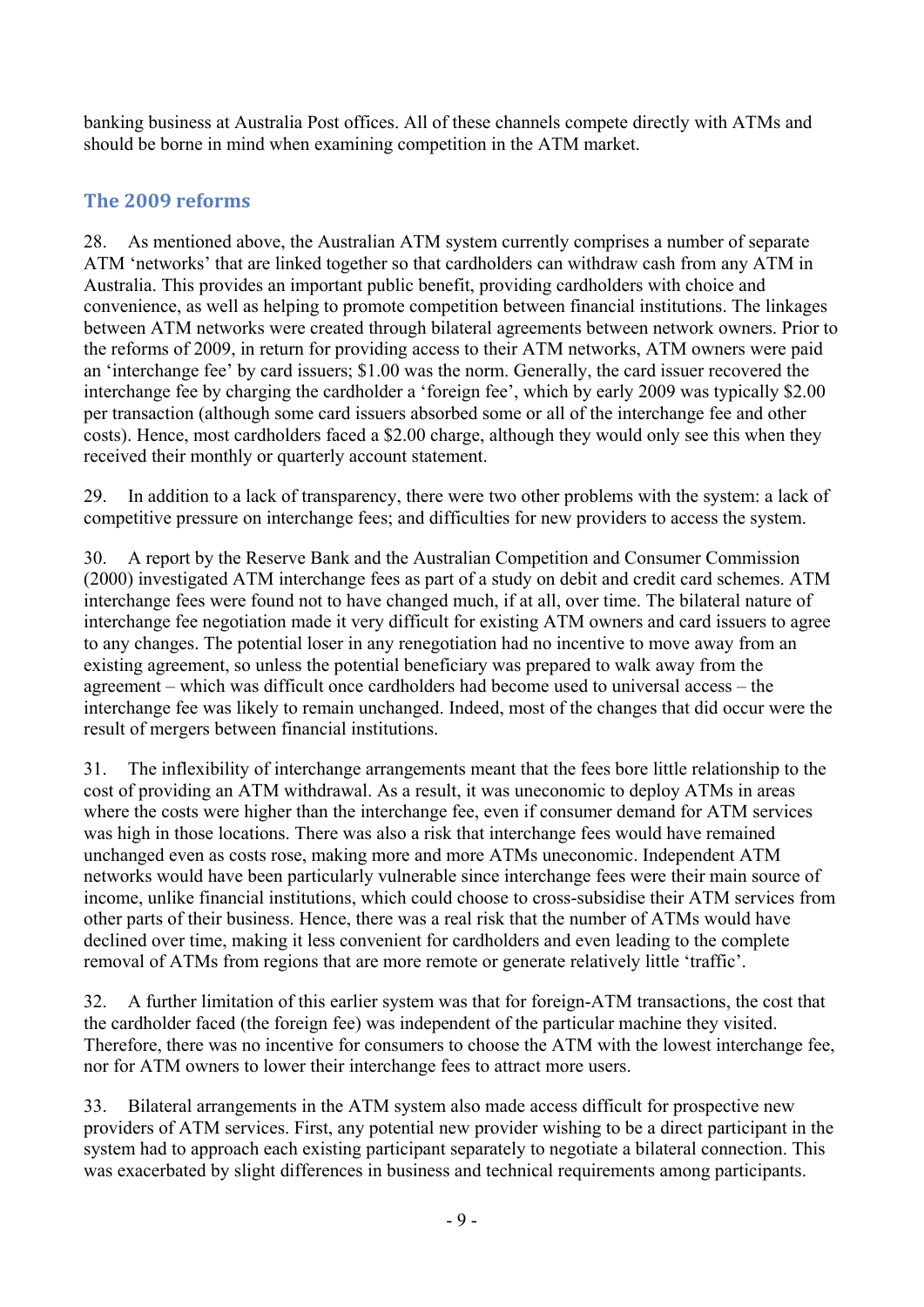banking business at Australia Post offices. All of these channels compete directly with ATMs and should be borne in mind when examining competition in the ATM market.

## The 2009 reforms

28. As mentioned above, the Australian ATM system currently comprises a number of separate ATM 'networks' that are linked together so that cardholders can withdraw cash from any ATM in Australia. This provides an important public benefit, providing cardholders with choice and convenience, as well as helping to promote competition between financial institutions. The linkages between ATM networks were created through bilateral agreements between network owners. Prior to the reforms of 2009, in return for providing access to their ATM networks, ATM owners were paid an 'interchange fee' by card issuers; $1.00 was the norm. Generally, the card issuer recovered the interchange fee by charging the cardholder a 'foreign fee', which by early 2009 was typically $2.00 per transaction (although some card issuers absorbed some or all of the interchange fee and other costs). Hence, most cardholders faced a $2.00 charge, although they would only see this when they received their monthly or quarterly account statement.

29. In addition to a lack of transparency, there were two other problems with the system: a lack of competitive pressure on interchange fees; and difficulties for new providers to access the system.

30. A report by the Reserve Bank and the Australian Competition and Consumer Commission (2000) investigated ATM interchange fees as part of a study on debit and credit card schemes. ATM interchange fees were found not to have changed much, if at all, over time. The bilateral nature of interchange fee negotiation made it very difficult for existing ATM owners and card issuers to agree to any changes. The potential loser in any renegotiation had no incentive to move away from an existing agreement, so unless the potential beneficiary was prepared to walk away from the agreement – which was difficult once cardholders had become used to universal access – the interchange fee was likely to remain unchanged. Indeed, most of the changes that did occur were the result of mergers between financial institutions.

31. The inflexibility of interchange arrangements meant that the fees bore little relationship to the cost of providing an ATM withdrawal. As a result, it was uneconomic to deploy ATMs in areas where the costs were higher than the interchange fee, even if consumer demand for ATM services was high in those locations. There was also a risk that interchange fees would have remained unchanged even as costs rose, making more and more ATMs uneconomic. Independent ATM networks would have been particularly vulnerable since interchange fees were their main source of income, unlike financial institutions, which could choose to cross-subsidise their ATM services from other parts of their business. Hence, there was a real risk that the number of ATMs would have declined over time, making it less convenient for cardholders and even leading to the complete removal of ATMs from regions that are more remote or generate relatively little 'traffic'.

32. A further limitation of this earlier system was that for foreign-ATM transactions, the cost that the cardholder faced (the foreign fee) was independent of the particular machine they visited. Therefore, there was no incentive for consumers to choose the ATM with the lowest interchange fee, nor for ATM owners to lower their interchange fees to attract more users.

33. Bilateral arrangements in the ATM system also made access difficult for prospective new providers of ATM services. First, any potential new provider wishing to be a direct participant in the system had to approach each existing participant separately to negotiate a bilateral connection. This was exacerbated by slight differences in business and technical requirements among participants.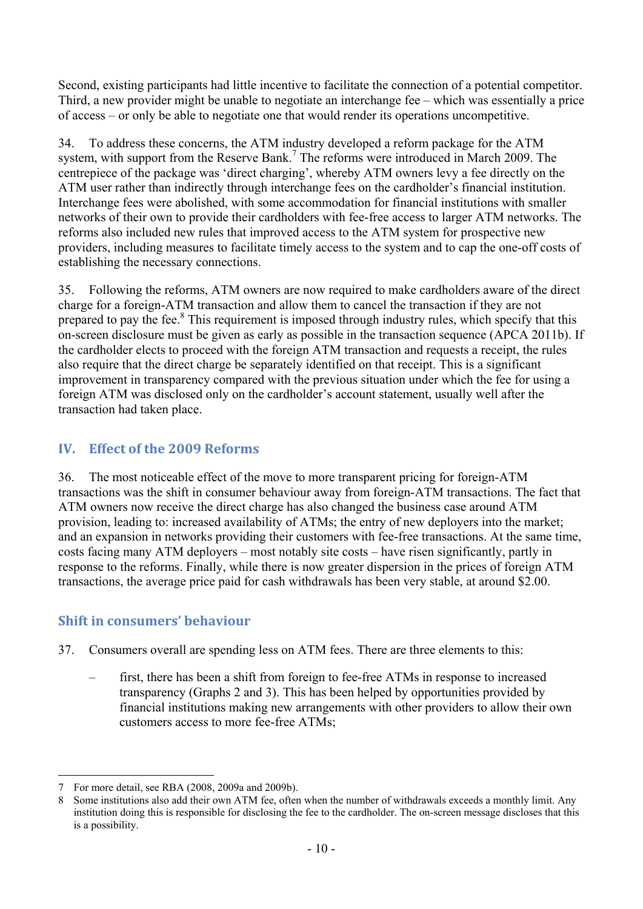Second, existing participants had little incentive to facilitate the connection of a potential competitor. Third, a new provider might be unable to negotiate an interchange fee – which was essentially a price of access – or only be able to negotiate one that would render its operations uncompetitive.

34. To address these concerns, the ATM industry developed a reform package for the ATM system, with support from the Reserve Bank.[7] The reforms were introduced in March 2009. The centrepiece of the package was 'direct charging', whereby ATM owners levy a fee directly on the ATM user rather than indirectly through interchange fees on the cardholder's financial institution. Interchange fees were abolished, with some accommodation for financial institutions with smaller networks of their own to provide their cardholders with fee-free access to larger ATM networks. The reforms also included new rules that improved access to the ATM system for prospective new providers, including measures to facilitate timely access to the system and to cap the one-off costs of establishing the necessary connections.

35. Following the reforms, ATM owners are now required to make cardholders aware of the direct charge for a foreign-ATM transaction and allow them to cancel the transaction if they are not prepared to pay the fee.[8] This requirement is imposed through industry rules, which specify that this on-screen disclosure must be given as early as possible in the transaction sequence (APCA 2011b). If the cardholder elects to proceed with the foreign ATM transaction and requests a receipt, the rules also require that the direct charge be separately identified on that receipt. This is a significant improvement in transparency compared with the previous situation under which the fee for using a foreign ATM was disclosed only on the cardholder's account statement, usually well after the transaction had taken place.

## IV. Effect of the 2009 Reforms

36. The most noticeable effect of the move to more transparent pricing for foreign-ATM transactions was the shift in consumer behaviour away from foreign-ATM transactions. The fact that ATM owners now receive the direct charge has also changed the business case around ATM provision, leading to: increased availability of ATMs; the entry of new deployers into the market; and an expansion in networks providing their customers with fee-free transactions. At the same time, costs facing many ATM deployers – most notably site costs – have risen significantly, partly in response to the reforms. Finally, while there is now greater dispersion in the prices of foreign ATM transactions, the average price paid for cash withdrawals has been very stable, at around $2.00.

### Shift in consumers' behaviour

37. Consumers overall are spending less on ATM fees. There are three elements to this:

– first, there has been a shift from foreign to fee-free ATMs in response to increased transparency (Graphs 2 and 3). This has been helped by opportunities provided by financial institutions making new arrangements with other providers to allow their own customers access to more fee-free ATMs;

---

7 For more detail, see RBA (2008, 2009a and 2009b).

8 Some institutions also add their own ATM fee, often when the number of withdrawals exceeds a monthly limit. Any institution doing this is responsible for disclosing the fee to the cardholder. The on-screen message discloses that this is a possibility.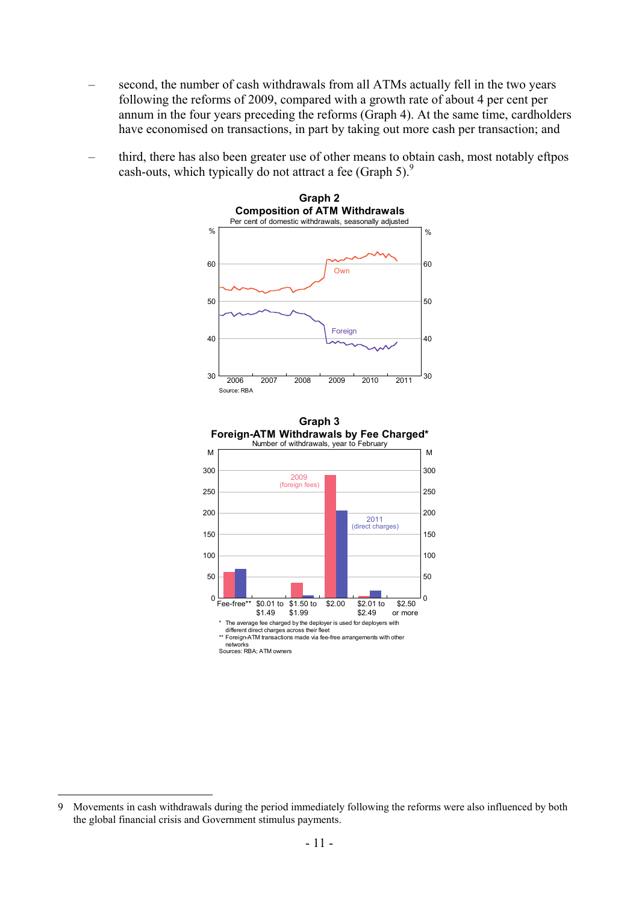- second, the number of cash withdrawals from all ATMs actually fell in the two years following the reforms of 2009, compared with a growth rate of about 4 per cent per annum in the four years preceding the reforms (Graph 4). At the same time, cardholders have economised on transactions, in part by taking out more cash per transaction; and
- third, there has also been greater use of other means to obtain cash, most notably eftpos cash-outs, which typically do not attract a fee (Graph 5).[9]

**Graph 2**
**Composition of ATM Withdrawals**
Per cent of domestic withdrawals, seasonally adjusted

Source: RBA

**Graph 3**
**Foreign-ATM Withdrawals by Fee Charged***
Number of withdrawals, year to February

\* The average fee charged by the deployer is used for deployers with different direct charges across their fleet
\*\* Foreign-ATM transactions made via fee-free arrangements with other networks
Sources: RBA; ATM owners

---

9 Movements in cash withdrawals during the period immediately following the reforms were also influenced by both the global financial crisis and Government stimulus payments.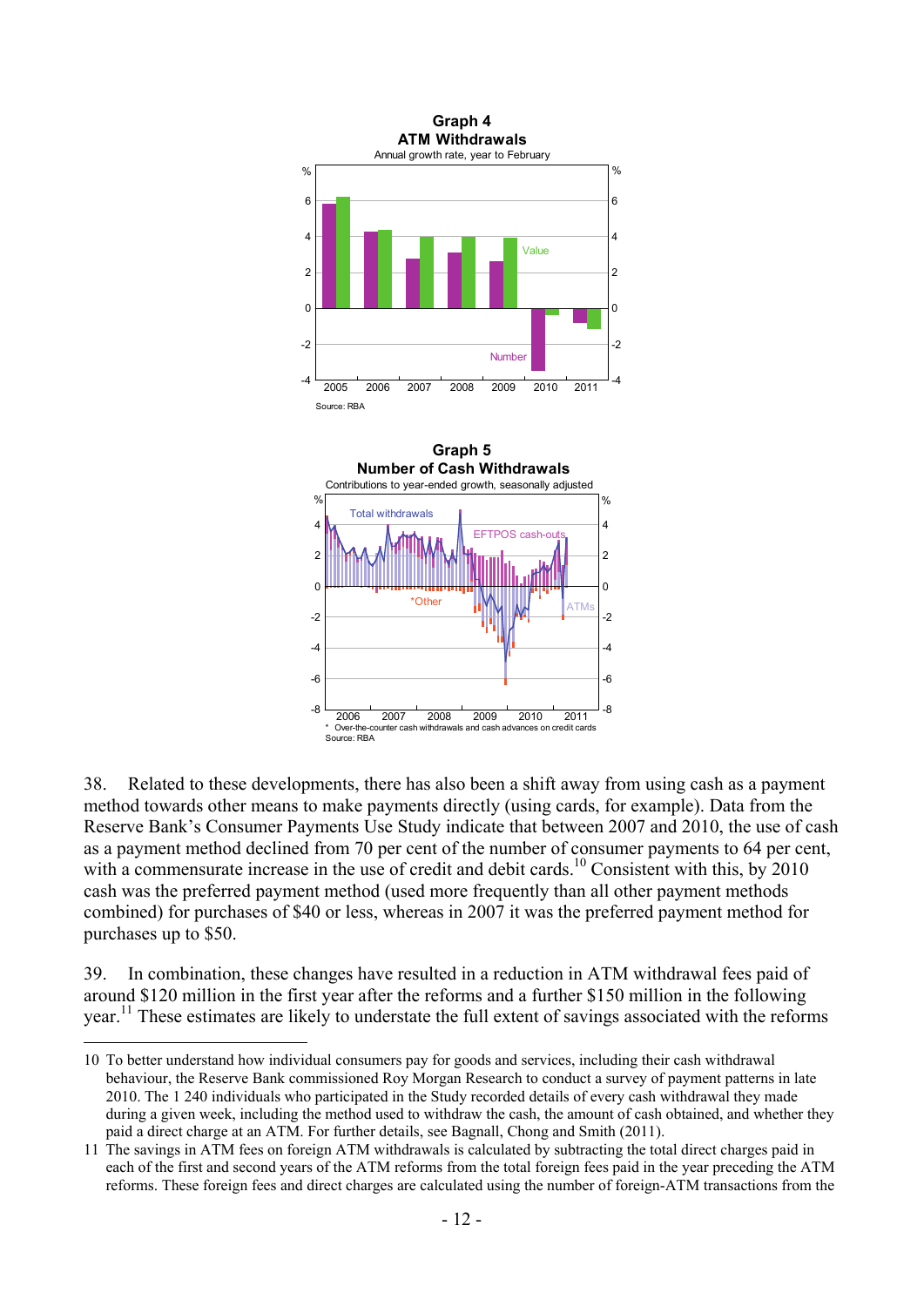**Graph 4**
**ATM Withdrawals**
Annual growth rate, year to February

Source: RBA

**Graph 5**
**Number of Cash Withdrawals**
Contributions to year-ended growth, seasonally adjusted

\* Over-the-counter cash withdrawals and cash advances on credit cards
Source: RBA

38. Related to these developments, there has also been a shift away from using cash as a payment method towards other means to make payments directly (using cards, for example). Data from the Reserve Bank's Consumer Payments Use Study indicate that between 2007 and 2010, the use of cash as a payment method declined from 70 per cent of the number of consumer payments to 64 per cent, with a commensurate increase in the use of credit and debit cards.[10] Consistent with this, by 2010 cash was the preferred payment method (used more frequently than all other payment methods combined) for purchases of $40 or less, whereas in 2007 it was the preferred payment method for purchases up to $50.

39. In combination, these changes have resulted in a reduction in ATM withdrawal fees paid of around $120 million in the first year after the reforms and a further $150 million in the following year.[11] These estimates are likely to understate the full extent of savings associated with the reforms

---

10 To better understand how individual consumers pay for goods and services, including their cash withdrawal behaviour, the Reserve Bank commissioned Roy Morgan Research to conduct a survey of payment patterns in late 2010. The 1 240 individuals who participated in the Study recorded details of every cash withdrawal they made during a given week, including the method used to withdraw the cash, the amount of cash obtained, and whether they paid a direct charge at an ATM. For further details, see Bagnall, Chong and Smith (2011).

11 The savings in ATM fees on foreign ATM withdrawals is calculated by subtracting the total direct charges paid in each of the first and second years of the ATM reforms from the total foreign fees paid in the year preceding the ATM reforms. These foreign fees and direct charges are calculated using the number of foreign-ATM transactions from the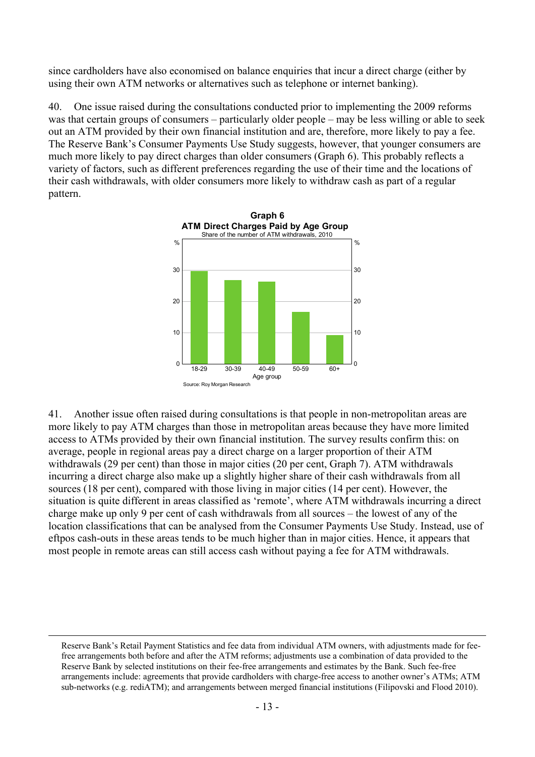since cardholders have also economised on balance enquiries that incur a direct charge (either by using their own ATM networks or alternatives such as telephone or internet banking).

40. One issue raised during the consultations conducted prior to implementing the 2009 reforms was that certain groups of consumers – particularly older people – may be less willing or able to seek out an ATM provided by their own financial institution and are, therefore, more likely to pay a fee. The Reserve Bank's Consumer Payments Use Study suggests, however, that younger consumers are much more likely to pay direct charges than older consumers (Graph 6). This probably reflects a variety of factors, such as different preferences regarding the use of their time and the locations of their cash withdrawals, with older consumers more likely to withdraw cash as part of a regular pattern.

**Graph 6**
**ATM Direct Charges Paid by Age Group**
Share of the number of ATM withdrawals, 2010

| Age group | % |
|---|---|
| 18-29 | ~30 |
| 30-39 | ~27 |
| 40-49 | ~26 |
| 50-59 | ~17 |
| 60+ | ~9 |

Source: Roy Morgan Research

41. Another issue often raised during consultations is that people in non-metropolitan areas are more likely to pay ATM charges than those in metropolitan areas because they have more limited access to ATMs provided by their own financial institution. The survey results confirm this: on average, people in regional areas pay a direct charge on a larger proportion of their ATM withdrawals (29 per cent) than those in major cities (20 per cent, Graph 7). ATM withdrawals incurring a direct charge also make up a slightly higher share of their cash withdrawals from all sources (18 per cent), compared with those living in major cities (14 per cent). However, the situation is quite different in areas classified as 'remote', where ATM withdrawals incurring a direct charge make up only 9 per cent of cash withdrawals from all sources – the lowest of any of the location classifications that can be analysed from the Consumer Payments Use Study. Instead, use of eftpos cash-outs in these areas tends to be much higher than in major cities. Hence, it appears that most people in remote areas can still access cash without paying a fee for ATM withdrawals.

---

Reserve Bank's Retail Payment Statistics and fee data from individual ATM owners, with adjustments made for fee-free arrangements both before and after the ATM reforms; adjustments use a combination of data provided to the Reserve Bank by selected institutions on their fee-free arrangements and estimates by the Bank. Such fee-free arrangements include: agreements that provide cardholders with charge-free access to another owner's ATMs; ATM sub-networks (e.g. rediATM); and arrangements between merged financial institutions (Filipovski and Flood 2010).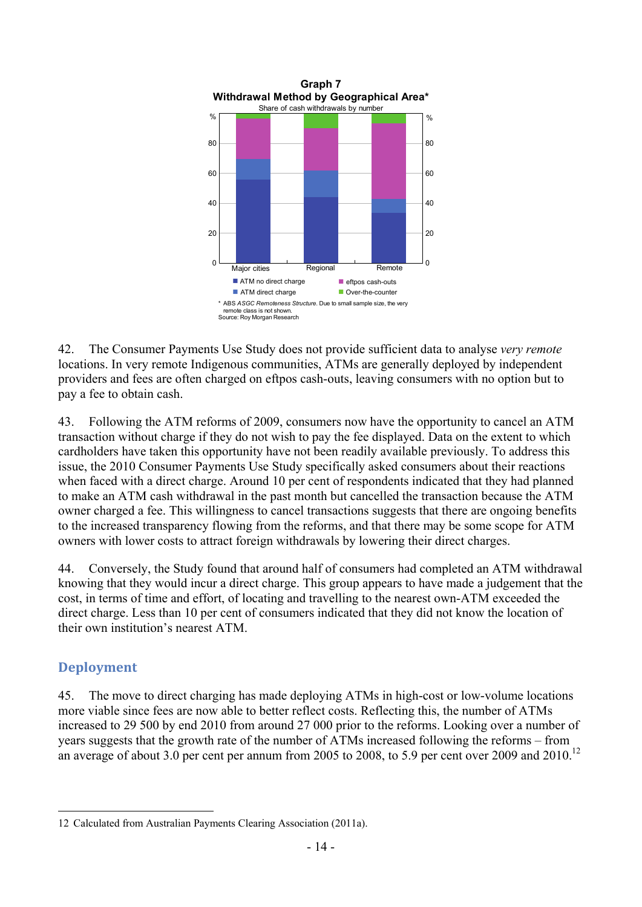**Graph 7**
**Withdrawal Method by Geographical Area***
Share of cash withdrawals by number

■ ATM no direct charge ■ ATM direct charge ■ eftpos cash-outs ■ Over-the-counter

\* ABS *ASGC Remoteness Structure*. Due to small sample size, the very remote class is not shown.
Source: Roy Morgan Research

42. The Consumer Payments Use Study does not provide sufficient data to analyse *very remote* locations. In very remote Indigenous communities, ATMs are generally deployed by independent providers and fees are often charged on eftpos cash-outs, leaving consumers with no option but to pay a fee to obtain cash.

43. Following the ATM reforms of 2009, consumers now have the opportunity to cancel an ATM transaction without charge if they do not wish to pay the fee displayed. Data on the extent to which cardholders have taken this opportunity have not been readily available previously. To address this issue, the 2010 Consumer Payments Use Study specifically asked consumers about their reactions when faced with a direct charge. Around 10 per cent of respondents indicated that they had planned to make an ATM cash withdrawal in the past month but cancelled the transaction because the ATM owner charged a fee. This willingness to cancel transactions suggests that there are ongoing benefits to the increased transparency flowing from the reforms, and that there may be some scope for ATM owners with lower costs to attract foreign withdrawals by lowering their direct charges.

44. Conversely, the Study found that around half of consumers had completed an ATM withdrawal knowing that they would incur a direct charge. This group appears to have made a judgement that the cost, in terms of time and effort, of locating and travelling to the nearest own-ATM exceeded the direct charge. Less than 10 per cent of consumers indicated that they did not know the location of their own institution's nearest ATM.

## Deployment

45. The move to direct charging has made deploying ATMs in high-cost or low-volume locations more viable since fees are now able to better reflect costs. Reflecting this, the number of ATMs increased to 29 500 by end 2010 from around 27 000 prior to the reforms. Looking over a number of years suggests that the growth rate of the number of ATMs increased following the reforms – from an average of about 3.0 per cent per annum from 2005 to 2008, to 5.9 per cent over 2009 and 2010.[12]

---

12 Calculated from Australian Payments Clearing Association (2011a).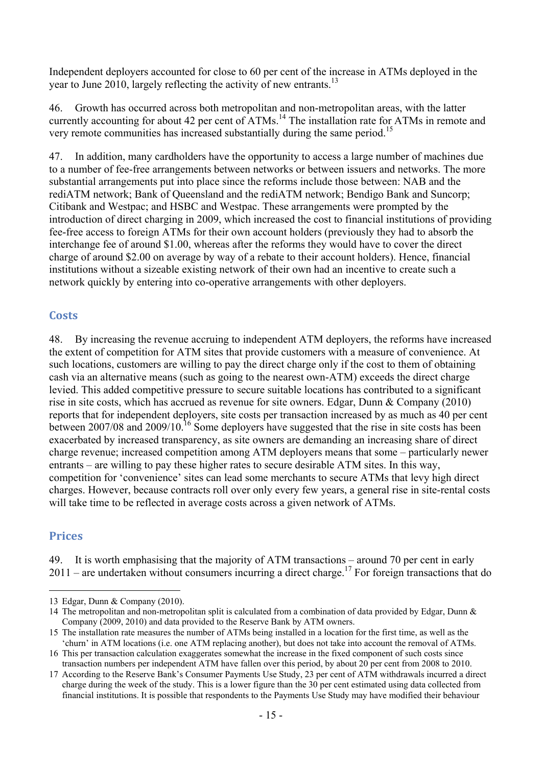Independent deployers accounted for close to 60 per cent of the increase in ATMs deployed in the year to June 2010, largely reflecting the activity of new entrants.[13]

46. Growth has occurred across both metropolitan and non-metropolitan areas, with the latter currently accounting for about 42 per cent of ATMs.[14] The installation rate for ATMs in remote and very remote communities has increased substantially during the same period.[15]

47. In addition, many cardholders have the opportunity to access a large number of machines due to a number of fee-free arrangements between networks or between issuers and networks. The more substantial arrangements put into place since the reforms include those between: NAB and the rediATM network; Bank of Queensland and the rediATM network; Bendigo Bank and Suncorp; Citibank and Westpac; and HSBC and Westpac. These arrangements were prompted by the introduction of direct charging in 2009, which increased the cost to financial institutions of providing fee-free access to foreign ATMs for their own account holders (previously they had to absorb the interchange fee of around $1.00, whereas after the reforms they would have to cover the direct charge of around $2.00 on average by way of a rebate to their account holders). Hence, financial institutions without a sizeable existing network of their own had an incentive to create such a network quickly by entering into co-operative arrangements with other deployers.

## Costs

48. By increasing the revenue accruing to independent ATM deployers, the reforms have increased the extent of competition for ATM sites that provide customers with a measure of convenience. At such locations, customers are willing to pay the direct charge only if the cost to them of obtaining cash via an alternative means (such as going to the nearest own-ATM) exceeds the direct charge levied. This added competitive pressure to secure suitable locations has contributed to a significant rise in site costs, which has accrued as revenue for site owners. Edgar, Dunn & Company (2010) reports that for independent deployers, site costs per transaction increased by as much as 40 per cent between 2007/08 and 2009/10.[16] Some deployers have suggested that the rise in site costs has been exacerbated by increased transparency, as site owners are demanding an increasing share of direct charge revenue; increased competition among ATM deployers means that some – particularly newer entrants – are willing to pay these higher rates to secure desirable ATM sites. In this way, competition for 'convenience' sites can lead some merchants to secure ATMs that levy high direct charges. However, because contracts roll over only every few years, a general rise in site-rental costs will take time to be reflected in average costs across a given network of ATMs.

## Prices

49. It is worth emphasising that the majority of ATM transactions – around 70 per cent in early 2011 – are undertaken without consumers incurring a direct charge.[17] For foreign transactions that do

---

13 Edgar, Dunn & Company (2010).

14 The metropolitan and non-metropolitan split is calculated from a combination of data provided by Edgar, Dunn & Company (2009, 2010) and data provided to the Reserve Bank by ATM owners.

15 The installation rate measures the number of ATMs being installed in a location for the first time, as well as the 'churn' in ATM locations (i.e. one ATM replacing another), but does not take into account the removal of ATMs.

16 This per transaction calculation exaggerates somewhat the increase in the fixed component of such costs since transaction numbers per independent ATM have fallen over this period, by about 20 per cent from 2008 to 2010.

17 According to the Reserve Bank's Consumer Payments Use Study, 23 per cent of ATM withdrawals incurred a direct charge during the week of the study. This is a lower figure than the 30 per cent estimated using data collected from financial institutions. It is possible that respondents to the Payments Use Study may have modified their behaviour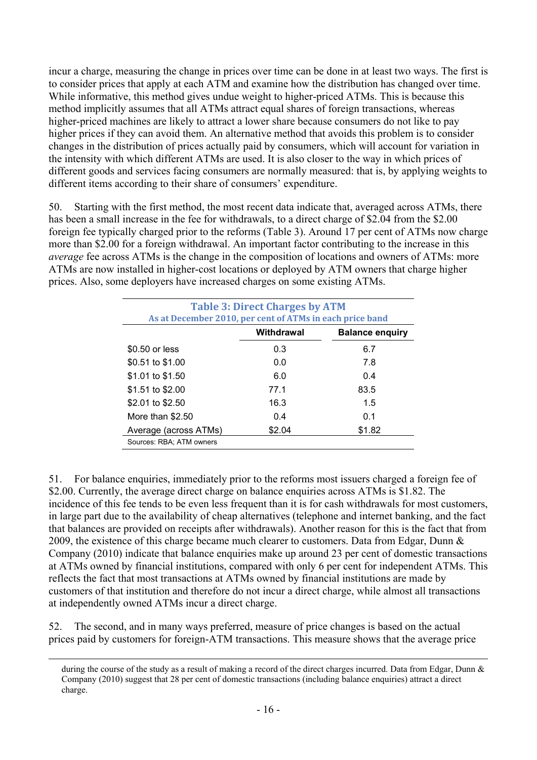incur a charge, measuring the change in prices over time can be done in at least two ways. The first is to consider prices that apply at each ATM and examine how the distribution has changed over time. While informative, this method gives undue weight to higher-priced ATMs. This is because this method implicitly assumes that all ATMs attract equal shares of foreign transactions, whereas higher-priced machines are likely to attract a lower share because consumers do not like to pay higher prices if they can avoid them. An alternative method that avoids this problem is to consider changes in the distribution of prices actually paid by consumers, which will account for variation in the intensity with which different ATMs are used. It is also closer to the way in which prices of different goods and services facing consumers are normally measured: that is, by applying weights to different items according to their share of consumers' expenditure.

50. Starting with the first method, the most recent data indicate that, averaged across ATMs, there has been a small increase in the fee for withdrawals, to a direct charge of $2.04 from the $2.00 foreign fee typically charged prior to the reforms (Table 3). Around 17 per cent of ATMs now charge more than $2.00 for a foreign withdrawal. An important factor contributing to the increase in this *average* fee across ATMs is the change in the composition of locations and owners of ATMs: more ATMs are now installed in higher-cost locations or deployed by ATM owners that charge higher prices. Also, some deployers have increased charges on some existing ATMs.

**Table 3: Direct Charges by ATM**
As at December 2010, per cent of ATMs in each price band

| | Withdrawal | Balance enquiry |
|---|---|---|
| $0.50 or less | 0.3 | 6.7 |
| $0.51 to $1.00 | 0.0 | 7.8 |
| $1.01 to $1.50 | 6.0 | 0.4 |
| $1.51 to $2.00 | 77.1 | 83.5 |
| $2.01 to $2.50 | 16.3 | 1.5 |
| More than $2.50 | 0.4 | 0.1 |
| Average (across ATMs) | $2.04 | $1.82 |

Sources: RBA; ATM owners

51. For balance enquiries, immediately prior to the reforms most issuers charged a foreign fee of $2.00. Currently, the average direct charge on balance enquiries across ATMs is $1.82. The incidence of this fee tends to be even less frequent than it is for cash withdrawals for most customers, in large part due to the availability of cheap alternatives (telephone and internet banking, and the fact that balances are provided on receipts after withdrawals). Another reason for this is the fact that from 2009, the existence of this charge became much clearer to customers. Data from Edgar, Dunn & Company (2010) indicate that balance enquiries make up around 23 per cent of domestic transactions at ATMs owned by financial institutions, compared with only 6 per cent for independent ATMs. This reflects the fact that most transactions at ATMs owned by financial institutions are made by customers of that institution and therefore do not incur a direct charge, while almost all transactions at independently owned ATMs incur a direct charge.

52. The second, and in many ways preferred, measure of price changes is based on the actual prices paid by customers for foreign-ATM transactions. This measure shows that the average price

during the course of the study as a result of making a record of the direct charges incurred. Data from Edgar, Dunn & Company (2010) suggest that 28 per cent of domestic transactions (including balance enquiries) attract a direct charge.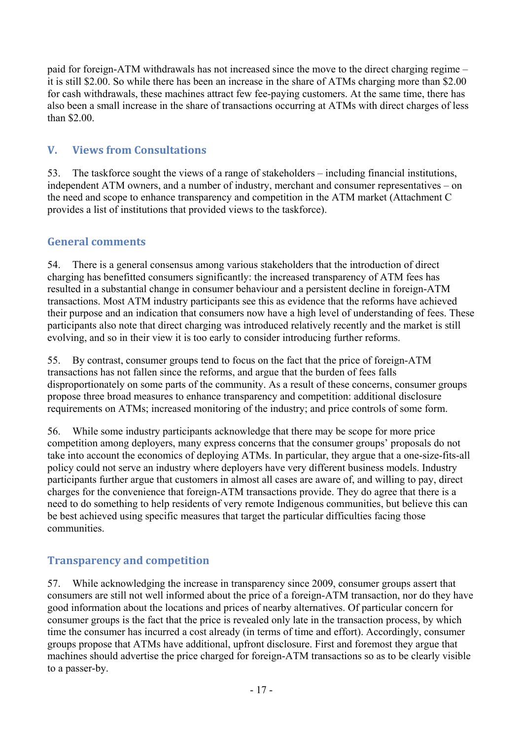paid for foreign-ATM withdrawals has not increased since the move to the direct charging regime – it is still $2.00. So while there has been an increase in the share of ATMs charging more than $2.00 for cash withdrawals, these machines attract few fee-paying customers. At the same time, there has also been a small increase in the share of transactions occurring at ATMs with direct charges of less than $2.00.

## V. Views from Consultations

53. The taskforce sought the views of a range of stakeholders – including financial institutions, independent ATM owners, and a number of industry, merchant and consumer representatives – on the need and scope to enhance transparency and competition in the ATM market (Attachment C provides a list of institutions that provided views to the taskforce).

### General comments

54. There is a general consensus among various stakeholders that the introduction of direct charging has benefitted consumers significantly: the increased transparency of ATM fees has resulted in a substantial change in consumer behaviour and a persistent decline in foreign-ATM transactions. Most ATM industry participants see this as evidence that the reforms have achieved their purpose and an indication that consumers now have a high level of understanding of fees. These participants also note that direct charging was introduced relatively recently and the market is still evolving, and so in their view it is too early to consider introducing further reforms.

55. By contrast, consumer groups tend to focus on the fact that the price of foreign-ATM transactions has not fallen since the reforms, and argue that the burden of fees falls disproportionately on some parts of the community. As a result of these concerns, consumer groups propose three broad measures to enhance transparency and competition: additional disclosure requirements on ATMs; increased monitoring of the industry; and price controls of some form.

56. While some industry participants acknowledge that there may be scope for more price competition among deployers, many express concerns that the consumer groups' proposals do not take into account the economics of deploying ATMs. In particular, they argue that a one-size-fits-all policy could not serve an industry where deployers have very different business models. Industry participants further argue that customers in almost all cases are aware of, and willing to pay, direct charges for the convenience that foreign-ATM transactions provide. They do agree that there is a need to do something to help residents of very remote Indigenous communities, but believe this can be best achieved using specific measures that target the particular difficulties facing those communities.

### Transparency and competition

57. While acknowledging the increase in transparency since 2009, consumer groups assert that consumers are still not well informed about the price of a foreign-ATM transaction, nor do they have good information about the locations and prices of nearby alternatives. Of particular concern for consumer groups is the fact that the price is revealed only late in the transaction process, by which time the consumer has incurred a cost already (in terms of time and effort). Accordingly, consumer groups propose that ATMs have additional, upfront disclosure. First and foremost they argue that machines should advertise the price charged for foreign-ATM transactions so as to be clearly visible to a passer-by.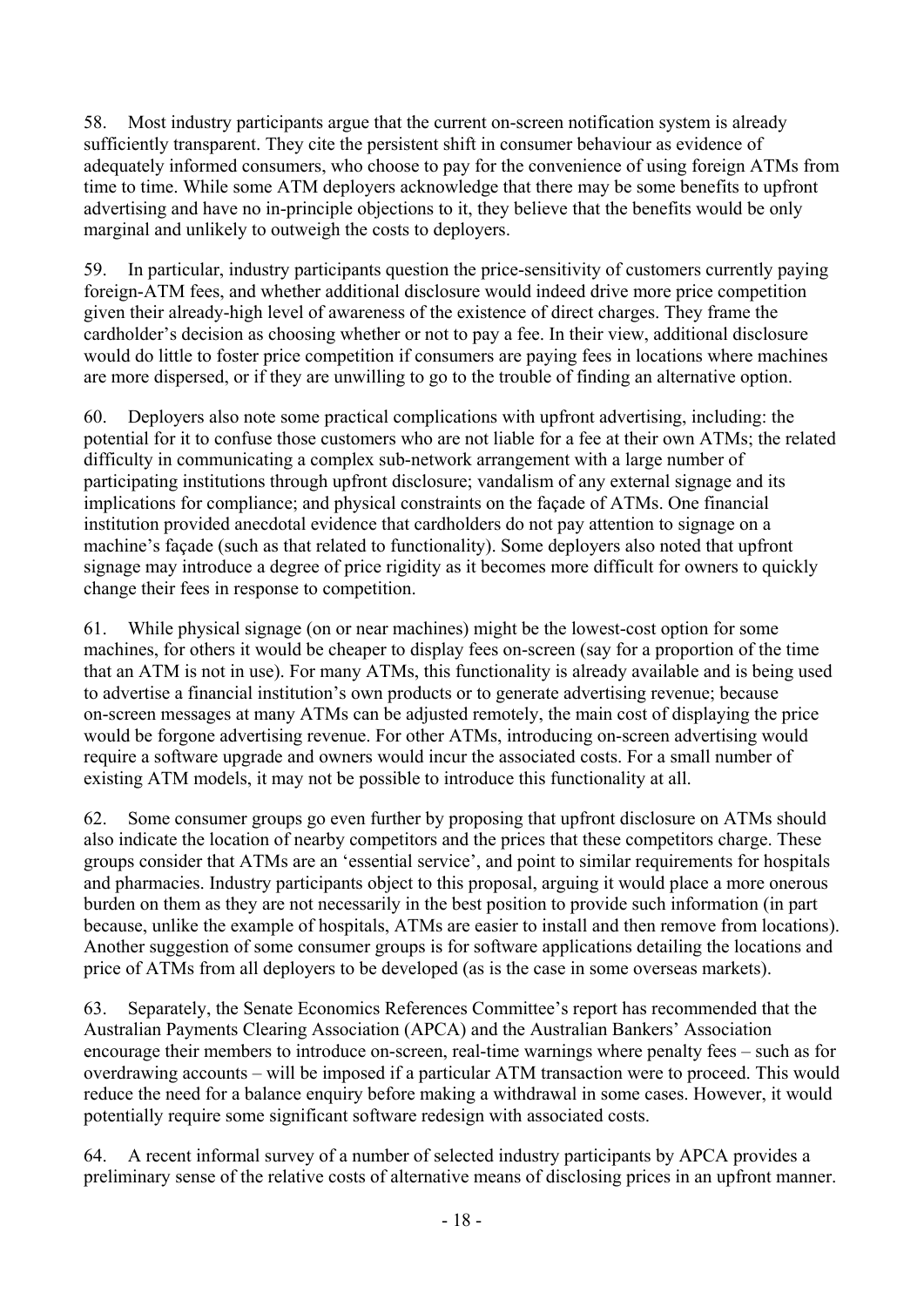58. Most industry participants argue that the current on-screen notification system is already sufficiently transparent. They cite the persistent shift in consumer behaviour as evidence of adequately informed consumers, who choose to pay for the convenience of using foreign ATMs from time to time. While some ATM deployers acknowledge that there may be some benefits to upfront advertising and have no in-principle objections to it, they believe that the benefits would be only marginal and unlikely to outweigh the costs to deployers.

59. In particular, industry participants question the price-sensitivity of customers currently paying foreign-ATM fees, and whether additional disclosure would indeed drive more price competition given their already-high level of awareness of the existence of direct charges. They frame the cardholder's decision as choosing whether or not to pay a fee. In their view, additional disclosure would do little to foster price competition if consumers are paying fees in locations where machines are more dispersed, or if they are unwilling to go to the trouble of finding an alternative option.

60. Deployers also note some practical complications with upfront advertising, including: the potential for it to confuse those customers who are not liable for a fee at their own ATMs; the related difficulty in communicating a complex sub-network arrangement with a large number of participating institutions through upfront disclosure; vandalism of any external signage and its implications for compliance; and physical constraints on the façade of ATMs. One financial institution provided anecdotal evidence that cardholders do not pay attention to signage on a machine's façade (such as that related to functionality). Some deployers also noted that upfront signage may introduce a degree of price rigidity as it becomes more difficult for owners to quickly change their fees in response to competition.

61. While physical signage (on or near machines) might be the lowest-cost option for some machines, for others it would be cheaper to display fees on-screen (say for a proportion of the time that an ATM is not in use). For many ATMs, this functionality is already available and is being used to advertise a financial institution's own products or to generate advertising revenue; because on-screen messages at many ATMs can be adjusted remotely, the main cost of displaying the price would be forgone advertising revenue. For other ATMs, introducing on-screen advertising would require a software upgrade and owners would incur the associated costs. For a small number of existing ATM models, it may not be possible to introduce this functionality at all.

62. Some consumer groups go even further by proposing that upfront disclosure on ATMs should also indicate the location of nearby competitors and the prices that these competitors charge. These groups consider that ATMs are an 'essential service', and point to similar requirements for hospitals and pharmacies. Industry participants object to this proposal, arguing it would place a more onerous burden on them as they are not necessarily in the best position to provide such information (in part because, unlike the example of hospitals, ATMs are easier to install and then remove from locations). Another suggestion of some consumer groups is for software applications detailing the locations and price of ATMs from all deployers to be developed (as is the case in some overseas markets).

63. Separately, the Senate Economics References Committee's report has recommended that the Australian Payments Clearing Association (APCA) and the Australian Bankers' Association encourage their members to introduce on-screen, real-time warnings where penalty fees – such as for overdrawing accounts – will be imposed if a particular ATM transaction were to proceed. This would reduce the need for a balance enquiry before making a withdrawal in some cases. However, it would potentially require some significant software redesign with associated costs.

64. A recent informal survey of a number of selected industry participants by APCA provides a preliminary sense of the relative costs of alternative means of disclosing prices in an upfront manner.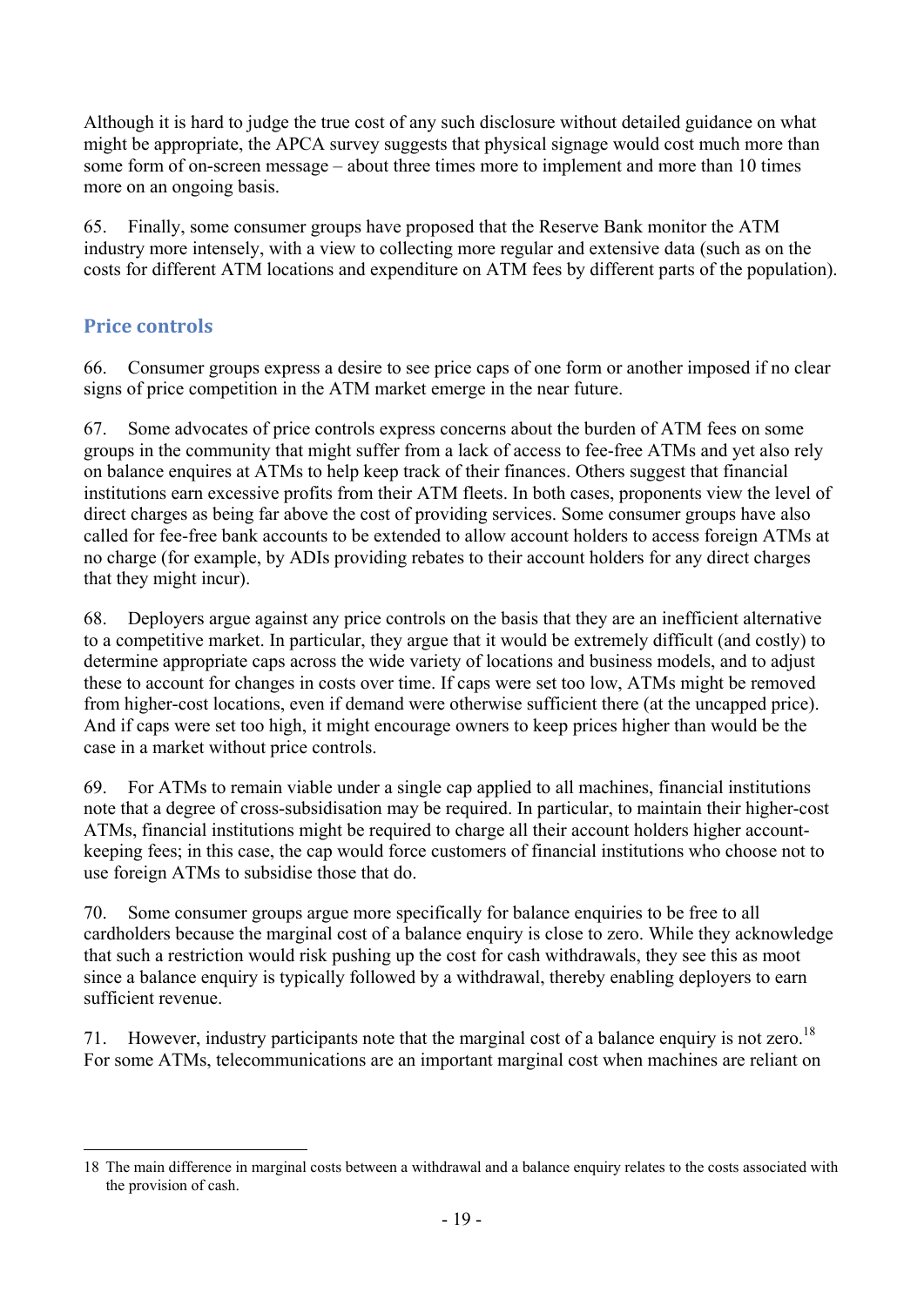Although it is hard to judge the true cost of any such disclosure without detailed guidance on what might be appropriate, the APCA survey suggests that physical signage would cost much more than some form of on-screen message – about three times more to implement and more than 10 times more on an ongoing basis.

65. Finally, some consumer groups have proposed that the Reserve Bank monitor the ATM industry more intensely, with a view to collecting more regular and extensive data (such as on the costs for different ATM locations and expenditure on ATM fees by different parts of the population).

## Price controls

66. Consumer groups express a desire to see price caps of one form or another imposed if no clear signs of price competition in the ATM market emerge in the near future.

67. Some advocates of price controls express concerns about the burden of ATM fees on some groups in the community that might suffer from a lack of access to fee-free ATMs and yet also rely on balance enquires at ATMs to help keep track of their finances. Others suggest that financial institutions earn excessive profits from their ATM fleets. In both cases, proponents view the level of direct charges as being far above the cost of providing services. Some consumer groups have also called for fee-free bank accounts to be extended to allow account holders to access foreign ATMs at no charge (for example, by ADIs providing rebates to their account holders for any direct charges that they might incur).

68. Deployers argue against any price controls on the basis that they are an inefficient alternative to a competitive market. In particular, they argue that it would be extremely difficult (and costly) to determine appropriate caps across the wide variety of locations and business models, and to adjust these to account for changes in costs over time. If caps were set too low, ATMs might be removed from higher-cost locations, even if demand were otherwise sufficient there (at the uncapped price). And if caps were set too high, it might encourage owners to keep prices higher than would be the case in a market without price controls.

69. For ATMs to remain viable under a single cap applied to all machines, financial institutions note that a degree of cross-subsidisation may be required. In particular, to maintain their higher-cost ATMs, financial institutions might be required to charge all their account holders higher account-keeping fees; in this case, the cap would force customers of financial institutions who choose not to use foreign ATMs to subsidise those that do.

70. Some consumer groups argue more specifically for balance enquiries to be free to all cardholders because the marginal cost of a balance enquiry is close to zero. While they acknowledge that such a restriction would risk pushing up the cost for cash withdrawals, they see this as moot since a balance enquiry is typically followed by a withdrawal, thereby enabling deployers to earn sufficient revenue.

71. However, industry participants note that the marginal cost of a balance enquiry is not zero.[18] For some ATMs, telecommunications are an important marginal cost when machines are reliant on

---

18 The main difference in marginal costs between a withdrawal and a balance enquiry relates to the costs associated with the provision of cash.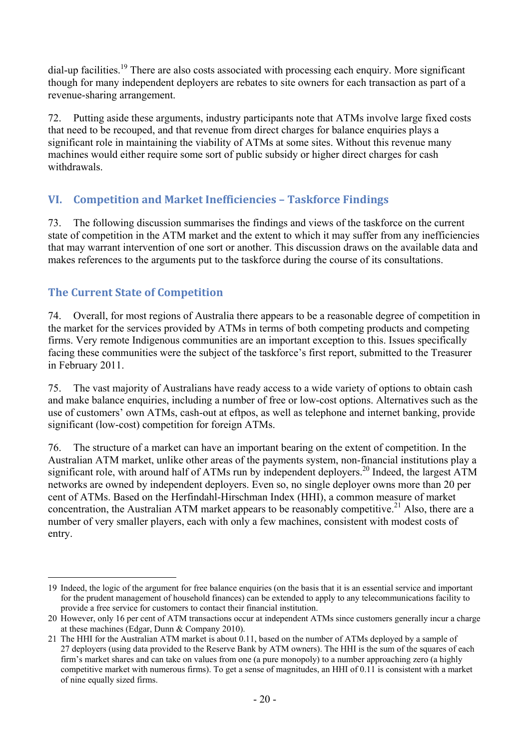dial-up facilities.[19] There are also costs associated with processing each enquiry. More significant though for many independent deployers are rebates to site owners for each transaction as part of a revenue-sharing arrangement.

72. Putting aside these arguments, industry participants note that ATMs involve large fixed costs that need to be recouped, and that revenue from direct charges for balance enquiries plays a significant role in maintaining the viability of ATMs at some sites. Without this revenue many machines would either require some sort of public subsidy or higher direct charges for cash withdrawals.

## VI. Competition and Market Inefficiencies – Taskforce Findings

73. The following discussion summarises the findings and views of the taskforce on the current state of competition in the ATM market and the extent to which it may suffer from any inefficiencies that may warrant intervention of one sort or another. This discussion draws on the available data and makes references to the arguments put to the taskforce during the course of its consultations.

### The Current State of Competition

74. Overall, for most regions of Australia there appears to be a reasonable degree of competition in the market for the services provided by ATMs in terms of both competing products and competing firms. Very remote Indigenous communities are an important exception to this. Issues specifically facing these communities were the subject of the taskforce's first report, submitted to the Treasurer in February 2011.

75. The vast majority of Australians have ready access to a wide variety of options to obtain cash and make balance enquiries, including a number of free or low-cost options. Alternatives such as the use of customers' own ATMs, cash-out at eftpos, as well as telephone and internet banking, provide significant (low-cost) competition for foreign ATMs.

76. The structure of a market can have an important bearing on the extent of competition. In the Australian ATM market, unlike other areas of the payments system, non-financial institutions play a significant role, with around half of ATMs run by independent deployers.[20] Indeed, the largest ATM networks are owned by independent deployers. Even so, no single deployer owns more than 20 per cent of ATMs. Based on the Herfindahl-Hirschman Index (HHI), a common measure of market concentration, the Australian ATM market appears to be reasonably competitive.[21] Also, there are a number of very smaller players, each with only a few machines, consistent with modest costs of entry.

---

19 Indeed, the logic of the argument for free balance enquiries (on the basis that it is an essential service and important for the prudent management of household finances) can be extended to apply to any telecommunications facility to provide a free service for customers to contact their financial institution.

20 However, only 16 per cent of ATM transactions occur at independent ATMs since customers generally incur a charge at these machines (Edgar, Dunn & Company 2010).

21 The HHI for the Australian ATM market is about 0.11, based on the number of ATMs deployed by a sample of 27 deployers (using data provided to the Reserve Bank by ATM owners). The HHI is the sum of the squares of each firm's market shares and can take on values from one (a pure monopoly) to a number approaching zero (a highly competitive market with numerous firms). To get a sense of magnitudes, an HHI of 0.11 is consistent with a market of nine equally sized firms.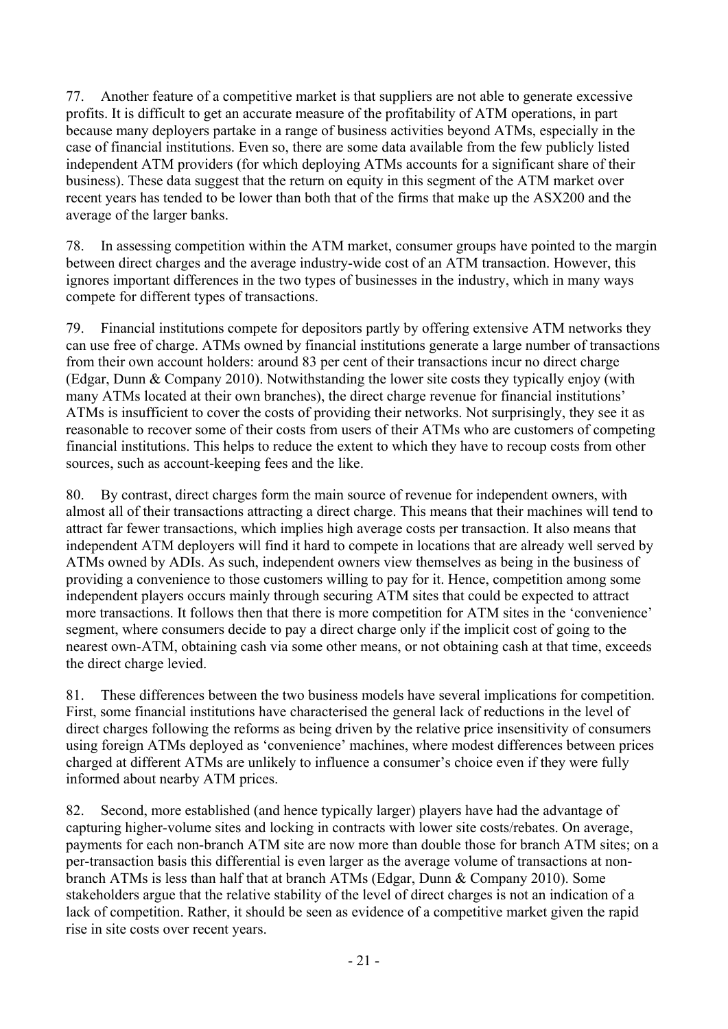77. Another feature of a competitive market is that suppliers are not able to generate excessive profits. It is difficult to get an accurate measure of the profitability of ATM operations, in part because many deployers partake in a range of business activities beyond ATMs, especially in the case of financial institutions. Even so, there are some data available from the few publicly listed independent ATM providers (for which deploying ATMs accounts for a significant share of their business). These data suggest that the return on equity in this segment of the ATM market over recent years has tended to be lower than both that of the firms that make up the ASX200 and the average of the larger banks.

78. In assessing competition within the ATM market, consumer groups have pointed to the margin between direct charges and the average industry-wide cost of an ATM transaction. However, this ignores important differences in the two types of businesses in the industry, which in many ways compete for different types of transactions.

79. Financial institutions compete for depositors partly by offering extensive ATM networks they can use free of charge. ATMs owned by financial institutions generate a large number of transactions from their own account holders: around 83 per cent of their transactions incur no direct charge (Edgar, Dunn & Company 2010). Notwithstanding the lower site costs they typically enjoy (with many ATMs located at their own branches), the direct charge revenue for financial institutions' ATMs is insufficient to cover the costs of providing their networks. Not surprisingly, they see it as reasonable to recover some of their costs from users of their ATMs who are customers of competing financial institutions. This helps to reduce the extent to which they have to recoup costs from other sources, such as account-keeping fees and the like.

80. By contrast, direct charges form the main source of revenue for independent owners, with almost all of their transactions attracting a direct charge. This means that their machines will tend to attract far fewer transactions, which implies high average costs per transaction. It also means that independent ATM deployers will find it hard to compete in locations that are already well served by ATMs owned by ADIs. As such, independent owners view themselves as being in the business of providing a convenience to those customers willing to pay for it. Hence, competition among some independent players occurs mainly through securing ATM sites that could be expected to attract more transactions. It follows then that there is more competition for ATM sites in the 'convenience' segment, where consumers decide to pay a direct charge only if the implicit cost of going to the nearest own-ATM, obtaining cash via some other means, or not obtaining cash at that time, exceeds the direct charge levied.

81. These differences between the two business models have several implications for competition. First, some financial institutions have characterised the general lack of reductions in the level of direct charges following the reforms as being driven by the relative price insensitivity of consumers using foreign ATMs deployed as 'convenience' machines, where modest differences between prices charged at different ATMs are unlikely to influence a consumer's choice even if they were fully informed about nearby ATM prices.

82. Second, more established (and hence typically larger) players have had the advantage of capturing higher-volume sites and locking in contracts with lower site costs/rebates. On average, payments for each non-branch ATM site are now more than double those for branch ATM sites; on a per-transaction basis this differential is even larger as the average volume of transactions at non-branch ATMs is less than half that at branch ATMs (Edgar, Dunn & Company 2010). Some stakeholders argue that the relative stability of the level of direct charges is not an indication of a lack of competition. Rather, it should be seen as evidence of a competitive market given the rapid rise in site costs over recent years.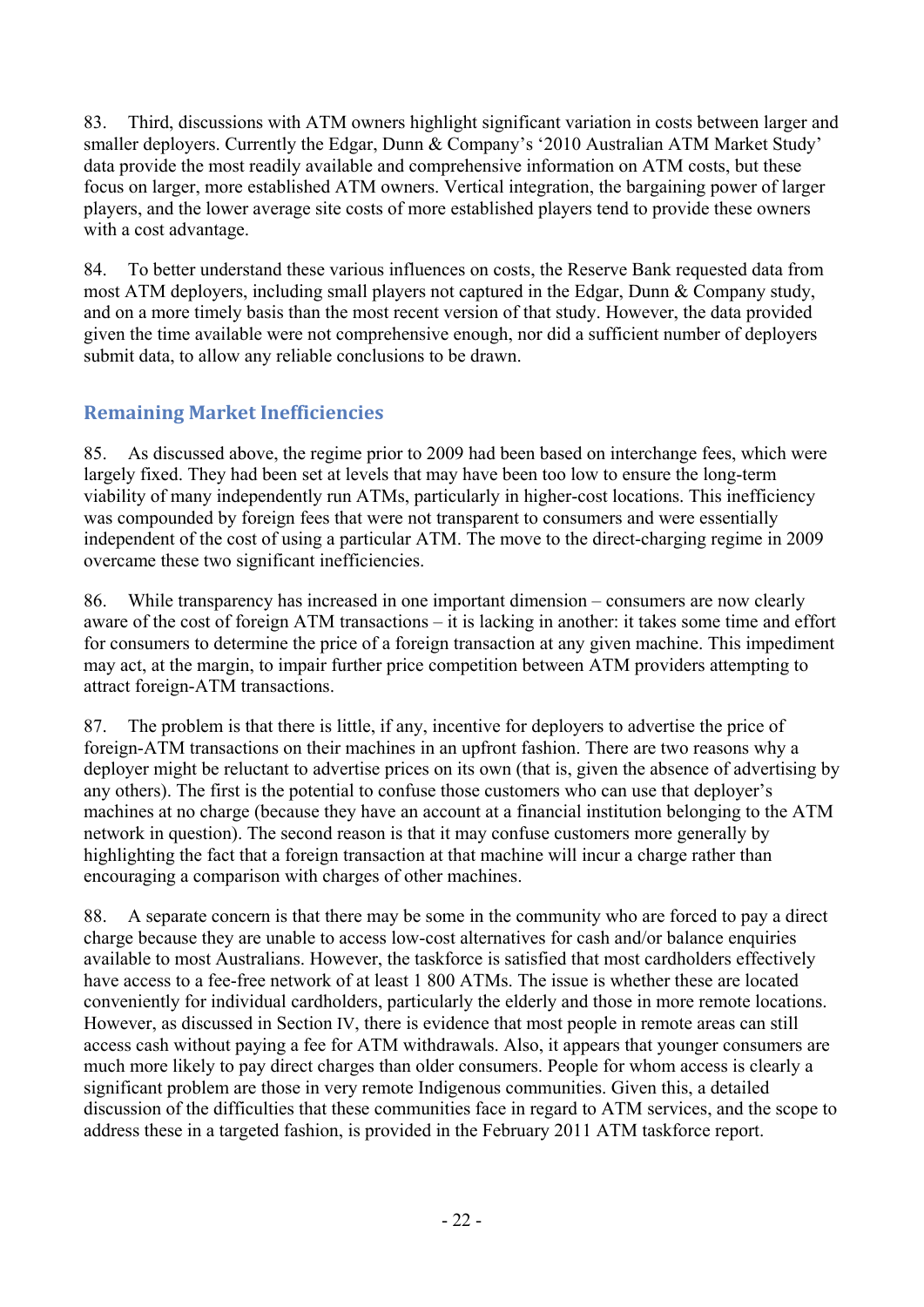83. Third, discussions with ATM owners highlight significant variation in costs between larger and smaller deployers. Currently the Edgar, Dunn & Company's '2010 Australian ATM Market Study' data provide the most readily available and comprehensive information on ATM costs, but these focus on larger, more established ATM owners. Vertical integration, the bargaining power of larger players, and the lower average site costs of more established players tend to provide these owners with a cost advantage.

84. To better understand these various influences on costs, the Reserve Bank requested data from most ATM deployers, including small players not captured in the Edgar, Dunn & Company study, and on a more timely basis than the most recent version of that study. However, the data provided given the time available were not comprehensive enough, nor did a sufficient number of deployers submit data, to allow any reliable conclusions to be drawn.

## Remaining Market Inefficiencies

85. As discussed above, the regime prior to 2009 had been based on interchange fees, which were largely fixed. They had been set at levels that may have been too low to ensure the long-term viability of many independently run ATMs, particularly in higher-cost locations. This inefficiency was compounded by foreign fees that were not transparent to consumers and were essentially independent of the cost of using a particular ATM. The move to the direct-charging regime in 2009 overcame these two significant inefficiencies.

86. While transparency has increased in one important dimension – consumers are now clearly aware of the cost of foreign ATM transactions – it is lacking in another: it takes some time and effort for consumers to determine the price of a foreign transaction at any given machine. This impediment may act, at the margin, to impair further price competition between ATM providers attempting to attract foreign-ATM transactions.

87. The problem is that there is little, if any, incentive for deployers to advertise the price of foreign-ATM transactions on their machines in an upfront fashion. There are two reasons why a deployer might be reluctant to advertise prices on its own (that is, given the absence of advertising by any others). The first is the potential to confuse those customers who can use that deployer's machines at no charge (because they have an account at a financial institution belonging to the ATM network in question). The second reason is that it may confuse customers more generally by highlighting the fact that a foreign transaction at that machine will incur a charge rather than encouraging a comparison with charges of other machines.

88. A separate concern is that there may be some in the community who are forced to pay a direct charge because they are unable to access low-cost alternatives for cash and/or balance enquiries available to most Australians. However, the taskforce is satisfied that most cardholders effectively have access to a fee-free network of at least 1 800 ATMs. The issue is whether these are located conveniently for individual cardholders, particularly the elderly and those in more remote locations. However, as discussed in Section IV, there is evidence that most people in remote areas can still access cash without paying a fee for ATM withdrawals. Also, it appears that younger consumers are much more likely to pay direct charges than older consumers. People for whom access is clearly a significant problem are those in very remote Indigenous communities. Given this, a detailed discussion of the difficulties that these communities face in regard to ATM services, and the scope to address these in a targeted fashion, is provided in the February 2011 ATM taskforce report.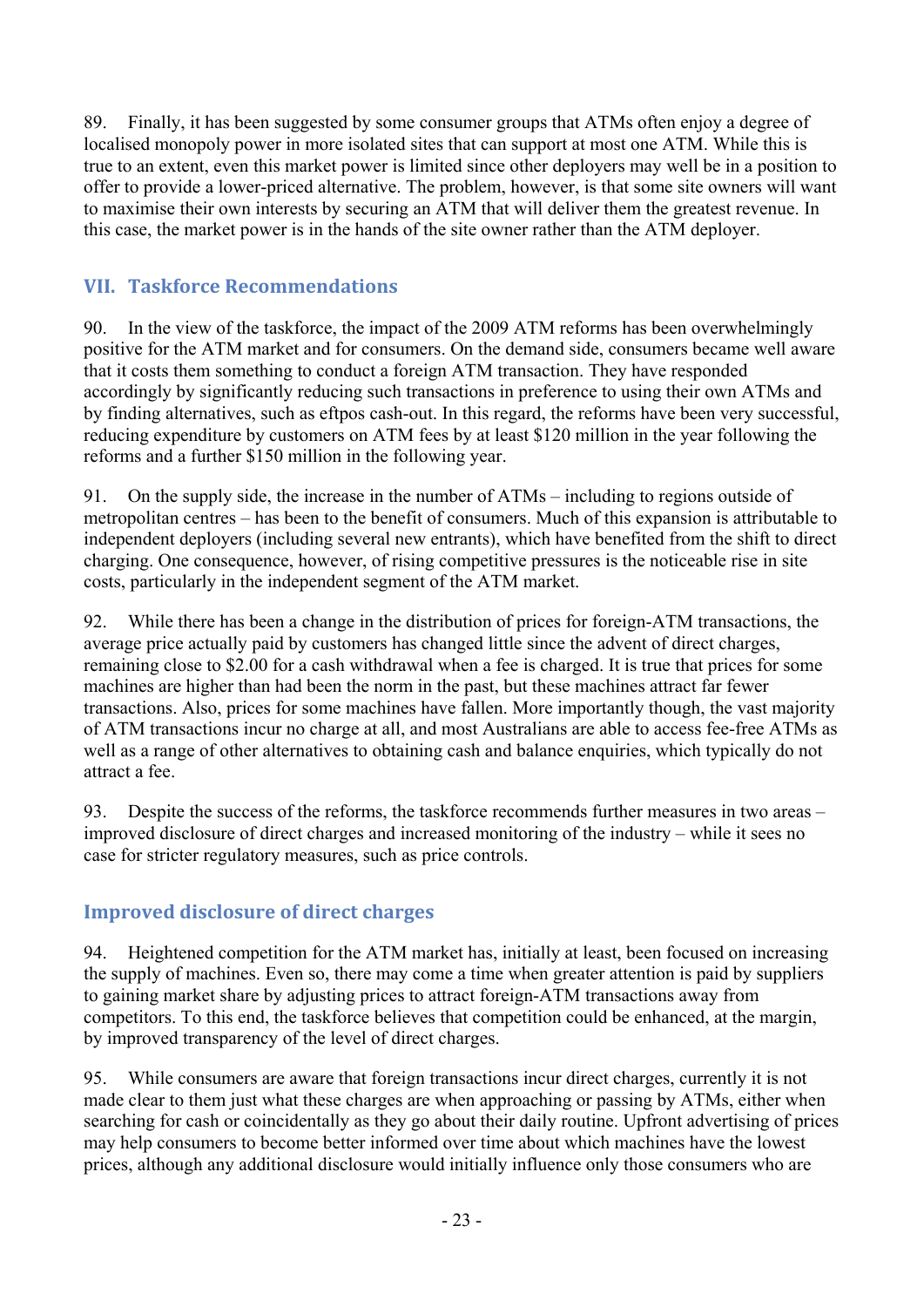89. Finally, it has been suggested by some consumer groups that ATMs often enjoy a degree of localised monopoly power in more isolated sites that can support at most one ATM. While this is true to an extent, even this market power is limited since other deployers may well be in a position to offer to provide a lower-priced alternative. The problem, however, is that some site owners will want to maximise their own interests by securing an ATM that will deliver them the greatest revenue. In this case, the market power is in the hands of the site owner rather than the ATM deployer.

## VII. Taskforce Recommendations

90. In the view of the taskforce, the impact of the 2009 ATM reforms has been overwhelmingly positive for the ATM market and for consumers. On the demand side, consumers became well aware that it costs them something to conduct a foreign ATM transaction. They have responded accordingly by significantly reducing such transactions in preference to using their own ATMs and by finding alternatives, such as eftpos cash-out. In this regard, the reforms have been very successful, reducing expenditure by customers on ATM fees by at least $120 million in the year following the reforms and a further $150 million in the following year.

91. On the supply side, the increase in the number of ATMs – including to regions outside of metropolitan centres – has been to the benefit of consumers. Much of this expansion is attributable to independent deployers (including several new entrants), which have benefited from the shift to direct charging. One consequence, however, of rising competitive pressures is the noticeable rise in site costs, particularly in the independent segment of the ATM market.

92. While there has been a change in the distribution of prices for foreign-ATM transactions, the average price actually paid by customers has changed little since the advent of direct charges, remaining close to $2.00 for a cash withdrawal when a fee is charged. It is true that prices for some machines are higher than had been the norm in the past, but these machines attract far fewer transactions. Also, prices for some machines have fallen. More importantly though, the vast majority of ATM transactions incur no charge at all, and most Australians are able to access fee-free ATMs as well as a range of other alternatives to obtaining cash and balance enquiries, which typically do not attract a fee.

93. Despite the success of the reforms, the taskforce recommends further measures in two areas – improved disclosure of direct charges and increased monitoring of the industry – while it sees no case for stricter regulatory measures, such as price controls.

### Improved disclosure of direct charges

94. Heightened competition for the ATM market has, initially at least, been focused on increasing the supply of machines. Even so, there may come a time when greater attention is paid by suppliers to gaining market share by adjusting prices to attract foreign-ATM transactions away from competitors. To this end, the taskforce believes that competition could be enhanced, at the margin, by improved transparency of the level of direct charges.

95. While consumers are aware that foreign transactions incur direct charges, currently it is not made clear to them just what these charges are when approaching or passing by ATMs, either when searching for cash or coincidentally as they go about their daily routine. Upfront advertising of prices may help consumers to become better informed over time about which machines have the lowest prices, although any additional disclosure would initially influence only those consumers who are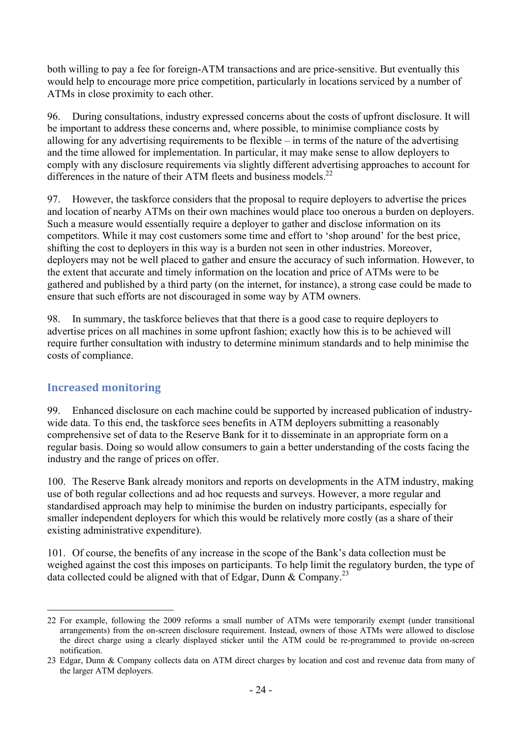both willing to pay a fee for foreign-ATM transactions and are price-sensitive. But eventually this would help to encourage more price competition, particularly in locations serviced by a number of ATMs in close proximity to each other.

96. During consultations, industry expressed concerns about the costs of upfront disclosure. It will be important to address these concerns and, where possible, to minimise compliance costs by allowing for any advertising requirements to be flexible – in terms of the nature of the advertising and the time allowed for implementation. In particular, it may make sense to allow deployers to comply with any disclosure requirements via slightly different advertising approaches to account for differences in the nature of their ATM fleets and business models.[22]

97. However, the taskforce considers that the proposal to require deployers to advertise the prices and location of nearby ATMs on their own machines would place too onerous a burden on deployers. Such a measure would essentially require a deployer to gather and disclose information on its competitors. While it may cost customers some time and effort to 'shop around' for the best price, shifting the cost to deployers in this way is a burden not seen in other industries. Moreover, deployers may not be well placed to gather and ensure the accuracy of such information. However, to the extent that accurate and timely information on the location and price of ATMs were to be gathered and published by a third party (on the internet, for instance), a strong case could be made to ensure that such efforts are not discouraged in some way by ATM owners.

98. In summary, the taskforce believes that that there is a good case to require deployers to advertise prices on all machines in some upfront fashion; exactly how this is to be achieved will require further consultation with industry to determine minimum standards and to help minimise the costs of compliance.

## Increased monitoring

99. Enhanced disclosure on each machine could be supported by increased publication of industry-wide data. To this end, the taskforce sees benefits in ATM deployers submitting a reasonably comprehensive set of data to the Reserve Bank for it to disseminate in an appropriate form on a regular basis. Doing so would allow consumers to gain a better understanding of the costs facing the industry and the range of prices on offer.

100. The Reserve Bank already monitors and reports on developments in the ATM industry, making use of both regular collections and ad hoc requests and surveys. However, a more regular and standardised approach may help to minimise the burden on industry participants, especially for smaller independent deployers for which this would be relatively more costly (as a share of their existing administrative expenditure).

101. Of course, the benefits of any increase in the scope of the Bank's data collection must be weighed against the cost this imposes on participants. To help limit the regulatory burden, the type of data collected could be aligned with that of Edgar, Dunn & Company.[23]

---

22 For example, following the 2009 reforms a small number of ATMs were temporarily exempt (under transitional arrangements) from the on-screen disclosure requirement. Instead, owners of those ATMs were allowed to disclose the direct charge using a clearly displayed sticker until the ATM could be re-programmed to provide on-screen notification.

23 Edgar, Dunn & Company collects data on ATM direct charges by location and cost and revenue data from many of the larger ATM deployers.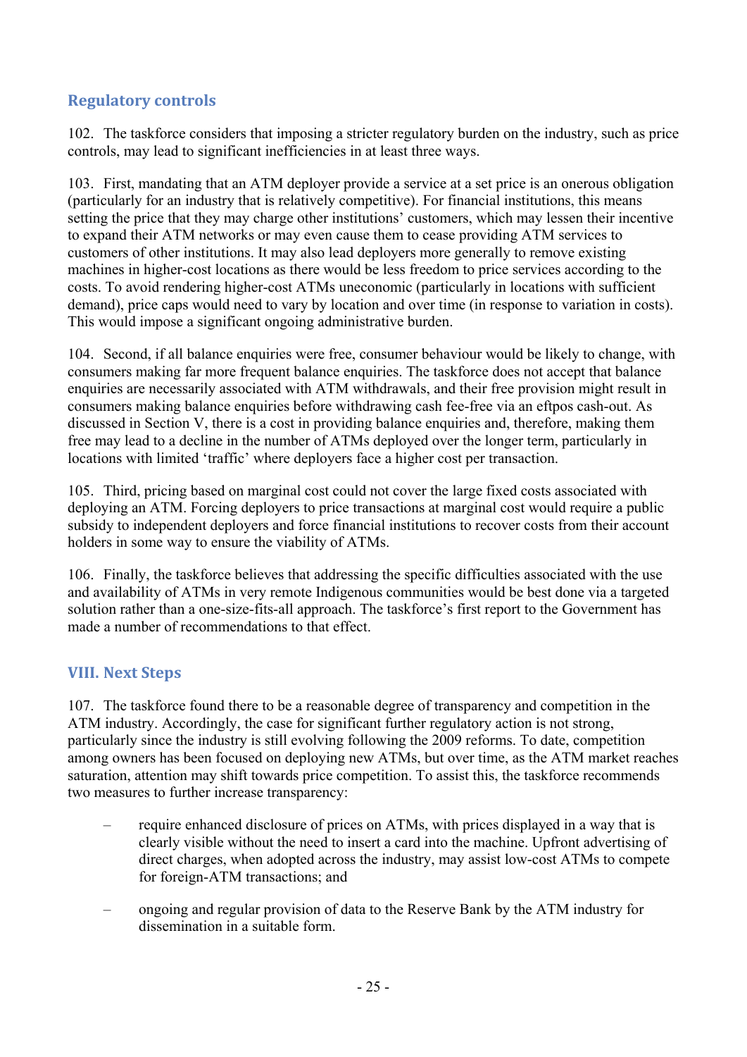## Regulatory controls

102. The taskforce considers that imposing a stricter regulatory burden on the industry, such as price controls, may lead to significant inefficiencies in at least three ways.

103. First, mandating that an ATM deployer provide a service at a set price is an onerous obligation (particularly for an industry that is relatively competitive). For financial institutions, this means setting the price that they may charge other institutions' customers, which may lessen their incentive to expand their ATM networks or may even cause them to cease providing ATM services to customers of other institutions. It may also lead deployers more generally to remove existing machines in higher-cost locations as there would be less freedom to price services according to the costs. To avoid rendering higher-cost ATMs uneconomic (particularly in locations with sufficient demand), price caps would need to vary by location and over time (in response to variation in costs). This would impose a significant ongoing administrative burden.

104. Second, if all balance enquiries were free, consumer behaviour would be likely to change, with consumers making far more frequent balance enquiries. The taskforce does not accept that balance enquiries are necessarily associated with ATM withdrawals, and their free provision might result in consumers making balance enquiries before withdrawing cash fee-free via an eftpos cash-out. As discussed in Section V, there is a cost in providing balance enquiries and, therefore, making them free may lead to a decline in the number of ATMs deployed over the longer term, particularly in locations with limited 'traffic' where deployers face a higher cost per transaction.

105. Third, pricing based on marginal cost could not cover the large fixed costs associated with deploying an ATM. Forcing deployers to price transactions at marginal cost would require a public subsidy to independent deployers and force financial institutions to recover costs from their account holders in some way to ensure the viability of ATMs.

106. Finally, the taskforce believes that addressing the specific difficulties associated with the use and availability of ATMs in very remote Indigenous communities would be best done via a targeted solution rather than a one-size-fits-all approach. The taskforce's first report to the Government has made a number of recommendations to that effect.

## VIII. Next Steps

107. The taskforce found there to be a reasonable degree of transparency and competition in the ATM industry. Accordingly, the case for significant further regulatory action is not strong, particularly since the industry is still evolving following the 2009 reforms. To date, competition among owners has been focused on deploying new ATMs, but over time, as the ATM market reaches saturation, attention may shift towards price competition. To assist this, the taskforce recommends two measures to further increase transparency:

- require enhanced disclosure of prices on ATMs, with prices displayed in a way that is clearly visible without the need to insert a card into the machine. Upfront advertising of direct charges, when adopted across the industry, may assist low-cost ATMs to compete for foreign-ATM transactions; and
- ongoing and regular provision of data to the Reserve Bank by the ATM industry for dissemination in a suitable form.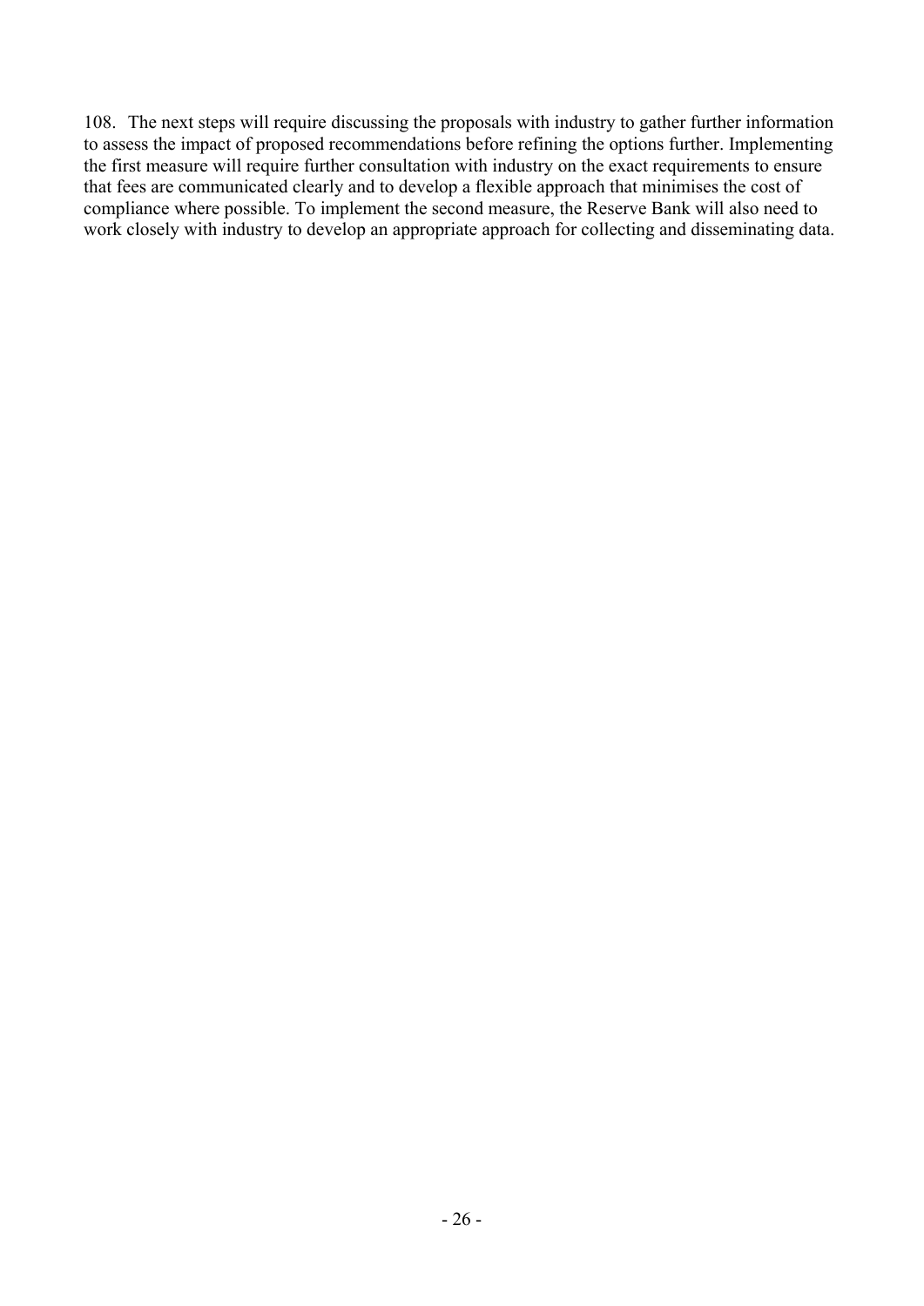108. The next steps will require discussing the proposals with industry to gather further information to assess the impact of proposed recommendations before refining the options further. Implementing the first measure will require further consultation with industry on the exact requirements to ensure that fees are communicated clearly and to develop a flexible approach that minimises the cost of compliance where possible. To implement the second measure, the Reserve Bank will also need to work closely with industry to develop an appropriate approach for collecting and disseminating data.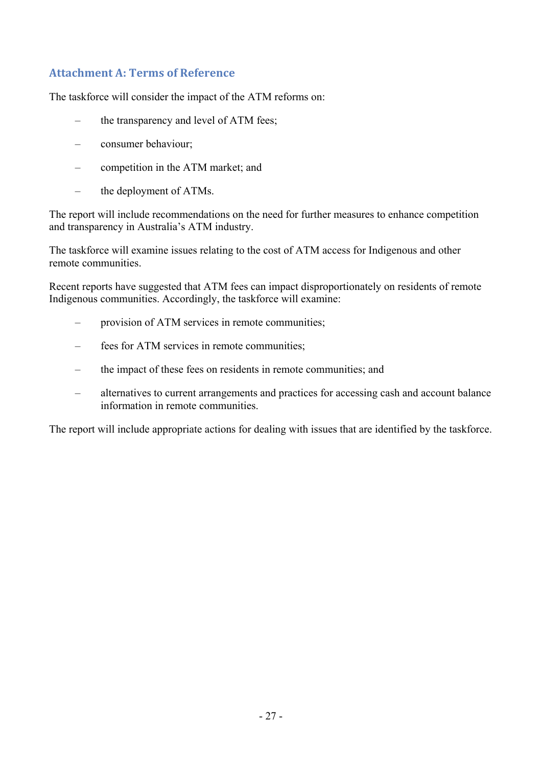## Attachment A: Terms of Reference

The taskforce will consider the impact of the ATM reforms on:

- the transparency and level of ATM fees;
- consumer behaviour;
- competition in the ATM market; and
- the deployment of ATMs.

The report will include recommendations on the need for further measures to enhance competition and transparency in Australia's ATM industry.

The taskforce will examine issues relating to the cost of ATM access for Indigenous and other remote communities.

Recent reports have suggested that ATM fees can impact disproportionately on residents of remote Indigenous communities. Accordingly, the taskforce will examine:

- provision of ATM services in remote communities;
- fees for ATM services in remote communities;
- the impact of these fees on residents in remote communities; and
- alternatives to current arrangements and practices for accessing cash and account balance information in remote communities.

The report will include appropriate actions for dealing with issues that are identified by the taskforce.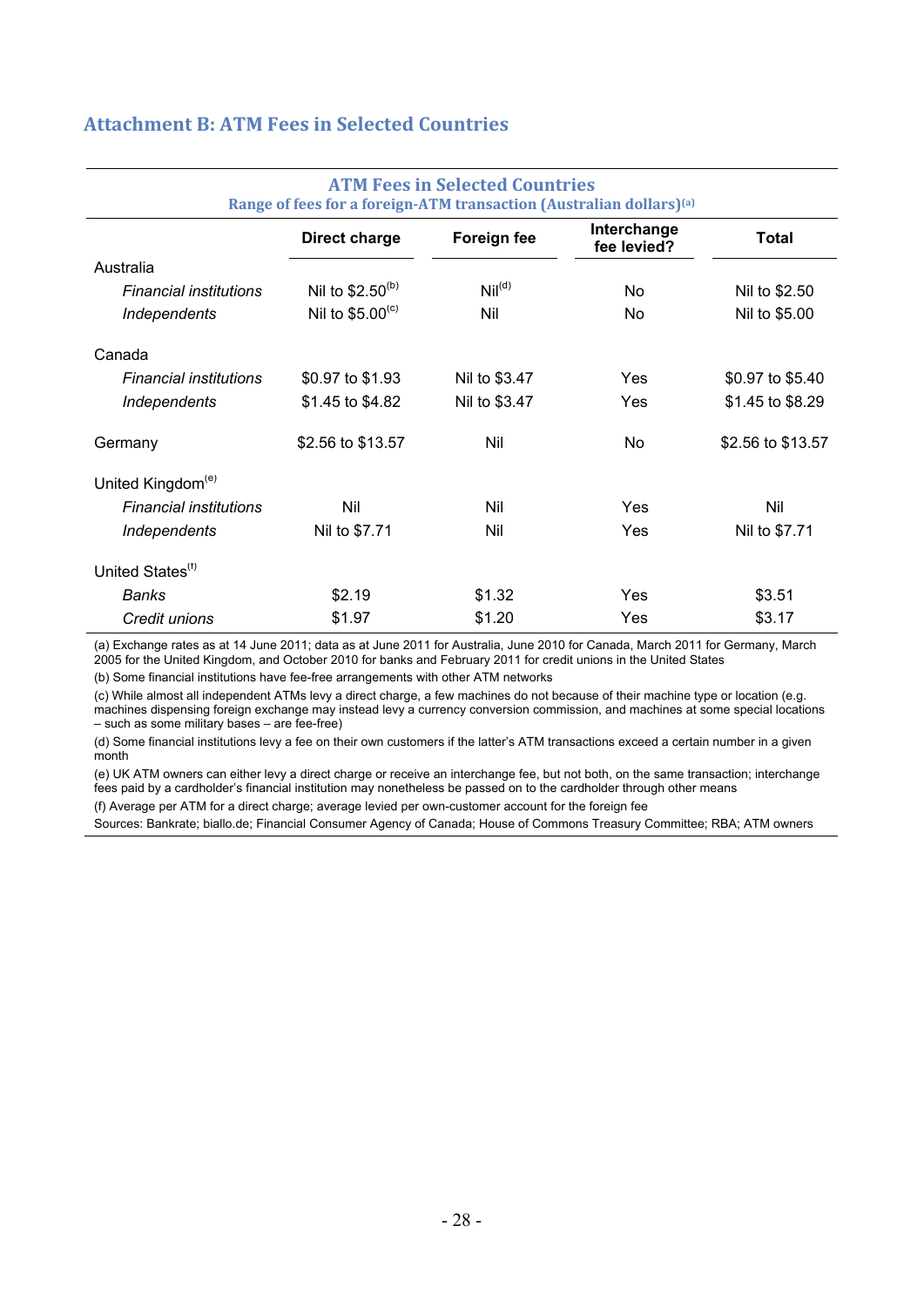## Attachment B: ATM Fees in Selected Countries

**ATM Fees in Selected Countries**
**Range of fees for a foreign-ATM transaction (Australian dollars)[(a)]**

| | Direct charge | Foreign fee | Interchange fee levied? | Total |
|---|---|---|---|---|
| Australia | | | | |
| *Financial institutions* | Nil to $2.50[(b)] | Nil[(d)] | No | Nil to $2.50 |
| *Independents* | Nil to $5.00[(c)] | Nil | No | Nil to $5.00 |
| Canada | | | | |
| *Financial institutions* | $0.97 to $1.93 | Nil to $3.47 | Yes | $0.97 to $5.40 |
| *Independents* | $1.45 to $4.82 | Nil to $3.47 | Yes | $1.45 to $8.29 |
| Germany | $2.56 to $13.57 | Nil | No | $2.56 to $13.57 |
| United Kingdom[(e)] | | | | |
| *Financial institutions* | Nil | Nil | Yes | Nil |
| *Independents* | Nil to $7.71 | Nil | Yes | Nil to $7.71 |
| United States[(f)] | | | | |
| *Banks* | $2.19 | $1.32 | Yes | $3.51 |
| *Credit unions* | $1.97 | $1.20 | Yes | $3.17 |

(a) Exchange rates as at 14 June 2011; data as at June 2011 for Australia, June 2010 for Canada, March 2011 for Germany, March 2005 for the United Kingdom, and October 2010 for banks and February 2011 for credit unions in the United States

(b) Some financial institutions have fee-free arrangements with other ATM networks

(c) While almost all independent ATMs levy a direct charge, a few machines do not because of their machine type or location (e.g. machines dispensing foreign exchange may instead levy a currency conversion commission, and machines at some special locations – such as some military bases – are fee-free)

(d) Some financial institutions levy a fee on their own customers if the latter's ATM transactions exceed a certain number in a given month

(e) UK ATM owners can either levy a direct charge or receive an interchange fee, but not both, on the same transaction; interchange fees paid by a cardholder's financial institution may nonetheless be passed on to the cardholder through other means

(f) Average per ATM for a direct charge; average levied per own-customer account for the foreign fee

Sources: Bankrate; biallo.de; Financial Consumer Agency of Canada; House of Commons Treasury Committee; RBA; ATM owners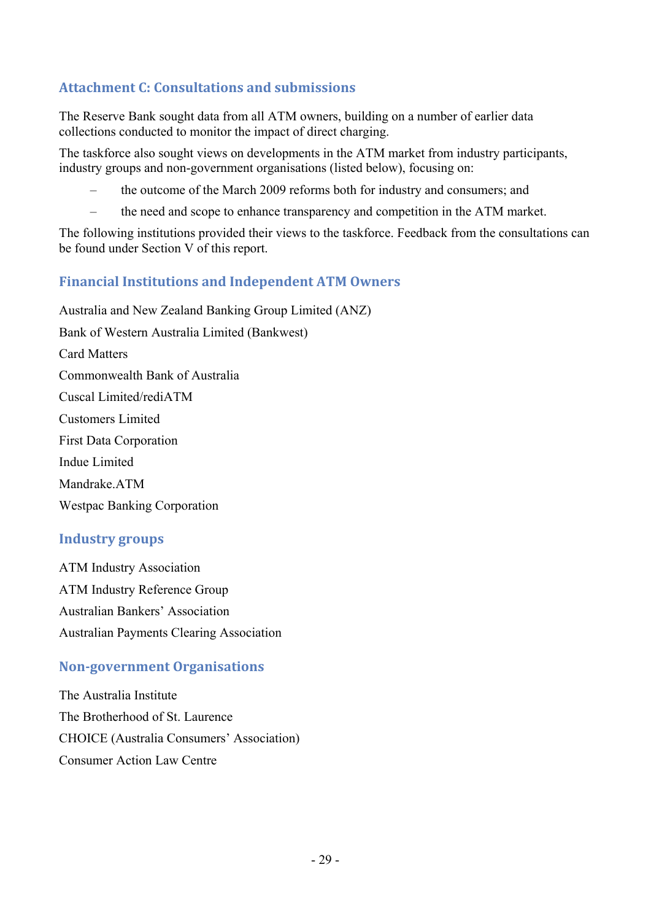## Attachment C: Consultations and submissions

The Reserve Bank sought data from all ATM owners, building on a number of earlier data collections conducted to monitor the impact of direct charging.

The taskforce also sought views on developments in the ATM market from industry participants, industry groups and non-government organisations (listed below), focusing on:

- the outcome of the March 2009 reforms both for industry and consumers; and
- the need and scope to enhance transparency and competition in the ATM market.

The following institutions provided their views to the taskforce. Feedback from the consultations can be found under Section V of this report.

### Financial Institutions and Independent ATM Owners

Australia and New Zealand Banking Group Limited (ANZ)

Bank of Western Australia Limited (Bankwest)

Card Matters

Commonwealth Bank of Australia

Cuscal Limited/rediATM

Customers Limited

First Data Corporation

Indue Limited

Mandrake.ATM

Westpac Banking Corporation

### Industry groups

ATM Industry Association

ATM Industry Reference Group

Australian Bankers' Association

Australian Payments Clearing Association

### Non-government Organisations

The Australia Institute

The Brotherhood of St. Laurence

CHOICE (Australia Consumers' Association)

Consumer Action Law Centre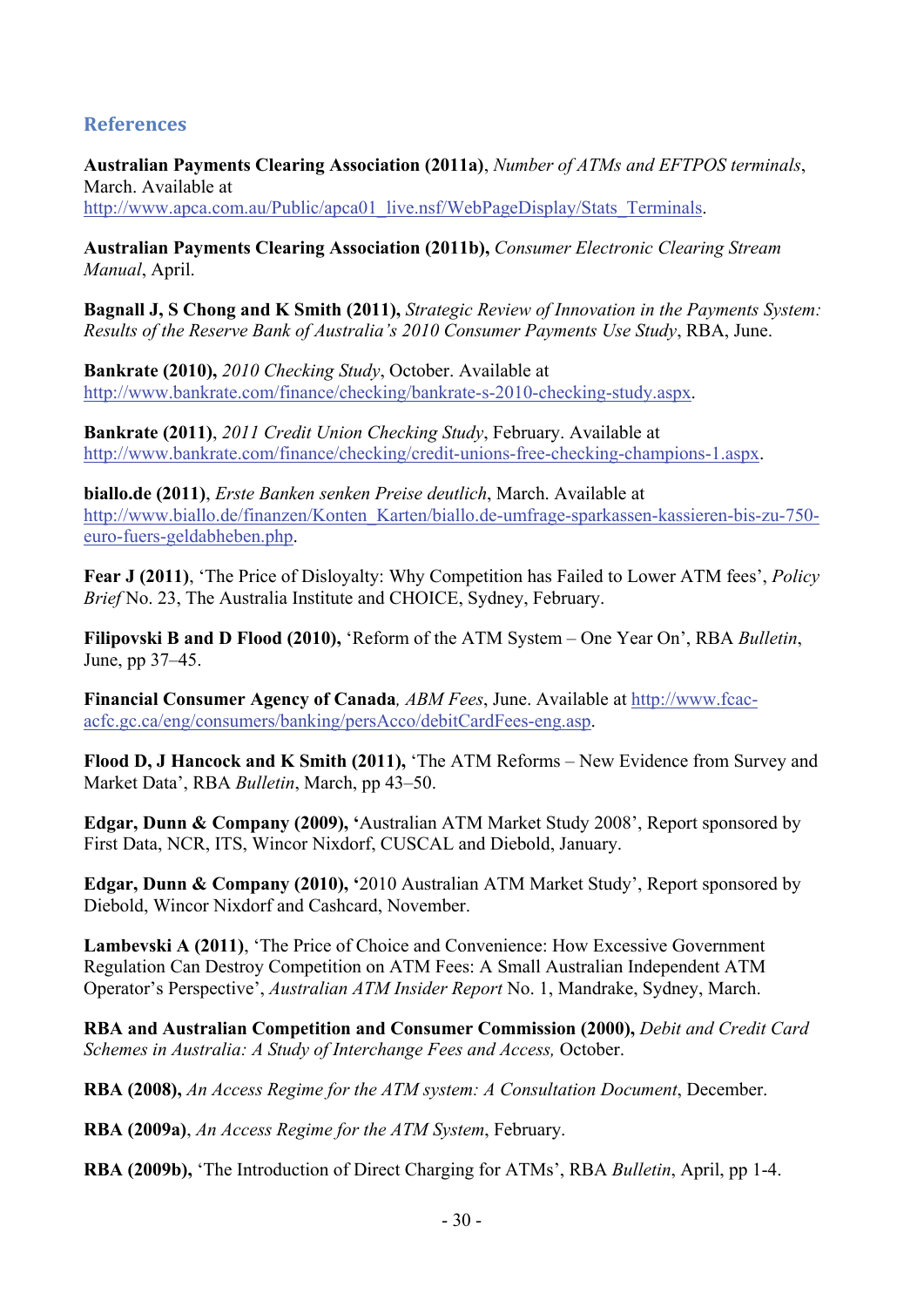## References

**Australian Payments Clearing Association (2011a)**, *Number of ATMs and EFTPOS terminals*, March. Available at http://www.apca.com.au/Public/apca01_live.nsf/WebPageDisplay/Stats_Terminals.

**Australian Payments Clearing Association (2011b),** *Consumer Electronic Clearing Stream Manual*, April.

**Bagnall J, S Chong and K Smith (2011),** *Strategic Review of Innovation in the Payments System: Results of the Reserve Bank of Australia's 2010 Consumer Payments Use Study*, RBA, June.

**Bankrate (2010),** *2010 Checking Study*, October. Available at http://www.bankrate.com/finance/checking/bankrate-s-2010-checking-study.aspx.

**Bankrate (2011)**, *2011 Credit Union Checking Study*, February. Available at http://www.bankrate.com/finance/checking/credit-unions-free-checking-champions-1.aspx.

**biallo.de (2011)**, *Erste Banken senken Preise deutlich*, March. Available at http://www.biallo.de/finanzen/Konten_Karten/biallo.de-umfrage-sparkassen-kassieren-bis-zu-750-euro-fuers-geldabheben.php.

**Fear J (2011)**, 'The Price of Disloyalty: Why Competition has Failed to Lower ATM fees', *Policy Brief* No. 23, The Australia Institute and CHOICE, Sydney, February.

**Filipovski B and D Flood (2010),** 'Reform of the ATM System – One Year On', RBA *Bulletin*, June, pp 37–45.

**Financial Consumer Agency of Canada***, ABM Fees*, June. Available at http://www.fcac-acfc.gc.ca/eng/consumers/banking/persAcco/debitCardFees-eng.asp.

**Flood D, J Hancock and K Smith (2011),** 'The ATM Reforms – New Evidence from Survey and Market Data', RBA *Bulletin*, March, pp 43–50.

**Edgar, Dunn & Company (2009), '**Australian ATM Market Study 2008', Report sponsored by First Data, NCR, ITS, Wincor Nixdorf, CUSCAL and Diebold, January.

**Edgar, Dunn & Company (2010), '**2010 Australian ATM Market Study', Report sponsored by Diebold, Wincor Nixdorf and Cashcard, November.

**Lambevski A (2011)**, 'The Price of Choice and Convenience: How Excessive Government Regulation Can Destroy Competition on ATM Fees: A Small Australian Independent ATM Operator's Perspective', *Australian ATM Insider Report* No. 1, Mandrake, Sydney, March.

**RBA and Australian Competition and Consumer Commission (2000),** *Debit and Credit Card Schemes in Australia: A Study of Interchange Fees and Access,* October.

**RBA (2008),** *An Access Regime for the ATM system: A Consultation Document*, December.

**RBA (2009a)**, *An Access Regime for the ATM System*, February.

**RBA (2009b),** 'The Introduction of Direct Charging for ATMs', RBA *Bulletin*, April, pp 1-4.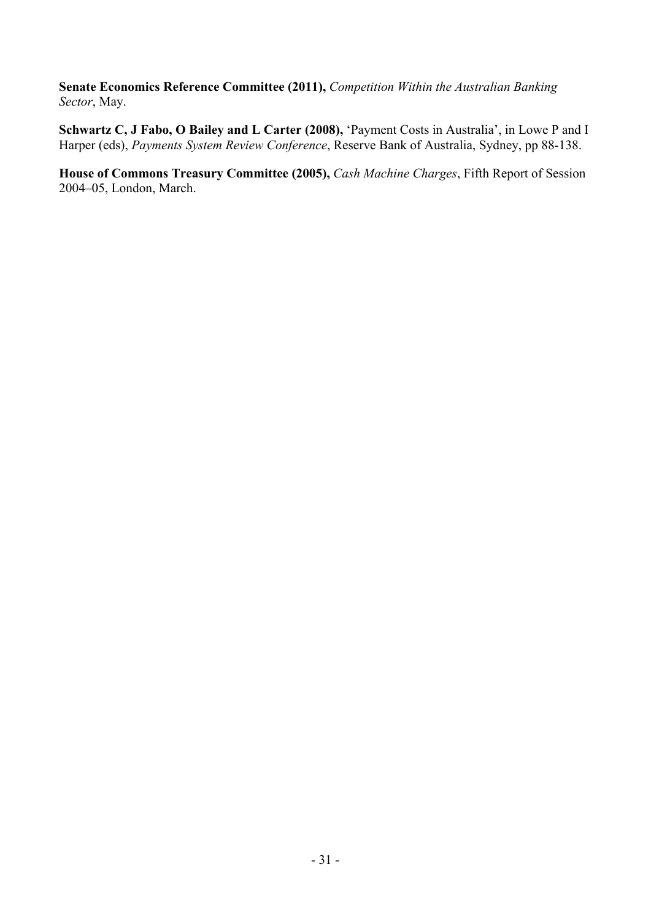**Senate Economics Reference Committee (2011),** *Competition Within the Australian Banking Sector*, May.

**Schwartz C, J Fabo, O Bailey and L Carter (2008),** 'Payment Costs in Australia', in Lowe P and I Harper (eds), *Payments System Review Conference*, Reserve Bank of Australia, Sydney, pp 88-138.

**House of Commons Treasury Committee (2005),** *Cash Machine Charges*, Fifth Report of Session 2004–05, London, March.